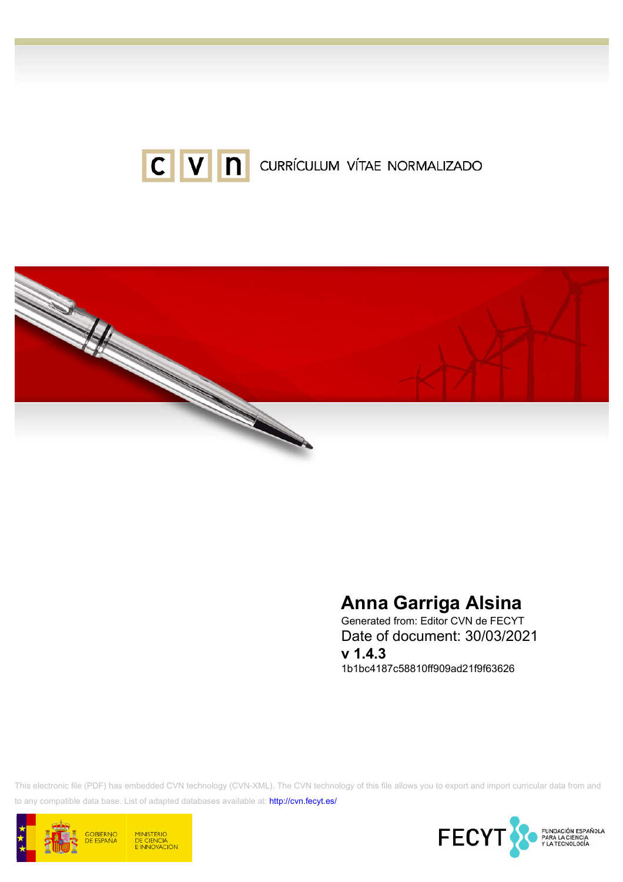CVN CURRÍCULUM VÍTAE NORMALIZADO

# Anna Garriga Alsina

Generated from: Editor CVN de FECYT

Date of document: 30/03/2021

**v 1.4.3**

1b1bc4187c58810ff909ad21f9f63626

This electronic file (PDF) has embedded CVN technology (CVN-XML). The CVN technology of this file allows you to export and import curricular data from and to any compatible data base. List of adapted databases available at: http://cvn.fecyt.es/

GOBIERNO DE ESPAÑA — MINISTERIO DE CIENCIA E INNOVACIÓN

FECYT — FUNDACIÓN ESPAÑOLA PARA LA CIENCIA Y LA TECNOLOGÍA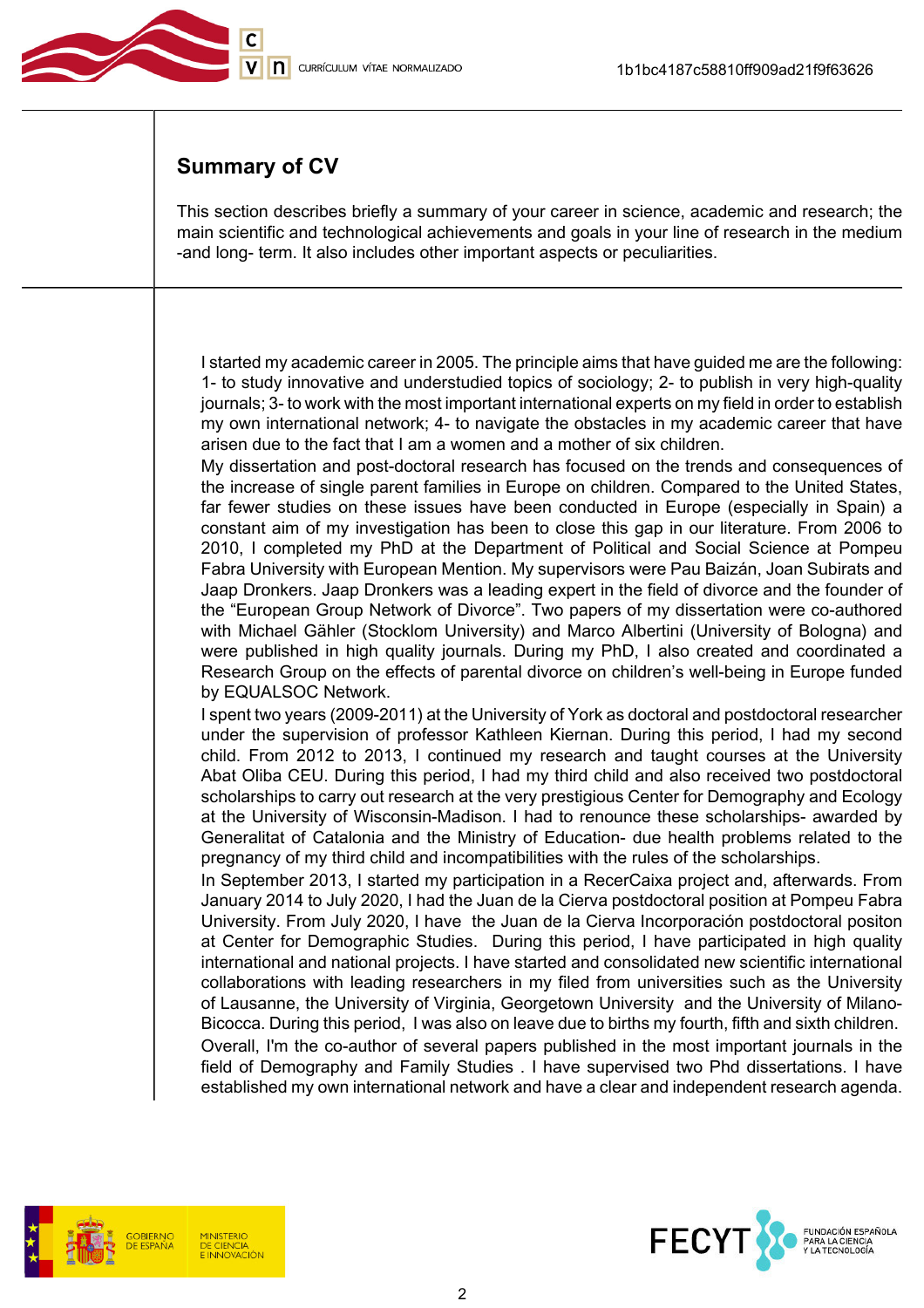## Summary of CV

This section describes briefly a summary of your career in science, academic and research; the main scientific and technological achievements and goals in your line of research in the medium -and long- term. It also includes other important aspects or peculiarities.

I started my academic career in 2005. The principle aims that have guided me are the following: 1- to study innovative and understudied topics of sociology; 2- to publish in very high-quality journals; 3- to work with the most important international experts on my field in order to establish my own international network; 4- to navigate the obstacles in my academic career that have arisen due to the fact that I am a women and a mother of six children.

My dissertation and post-doctoral research has focused on the trends and consequences of the increase of single parent families in Europe on children. Compared to the United States, far fewer studies on these issues have been conducted in Europe (especially in Spain) a constant aim of my investigation has been to close this gap in our literature. From 2006 to 2010, I completed my PhD at the Department of Political and Social Science at Pompeu Fabra University with European Mention. My supervisors were Pau Baizán, Joan Subirats and Jaap Dronkers. Jaap Dronkers was a leading expert in the field of divorce and the founder of the "European Group Network of Divorce". Two papers of my dissertation were co-authored with Michael Gähler (Stocklom University) and Marco Albertini (University of Bologna) and were published in high quality journals. During my PhD, I also created and coordinated a Research Group on the effects of parental divorce on children's well-being in Europe funded by EQUALSOC Network.

I spent two years (2009-2011) at the University of York as doctoral and postdoctoral researcher under the supervision of professor Kathleen Kiernan. During this period, I had my second child. From 2012 to 2013, I continued my research and taught courses at the University Abat Oliba CEU. During this period, I had my third child and also received two postdoctoral scholarships to carry out research at the very prestigious Center for Demography and Ecology at the University of Wisconsin-Madison. I had to renounce these scholarships- awarded by Generalitat of Catalonia and the Ministry of Education- due health problems related to the pregnancy of my third child and incompatibilities with the rules of the scholarships.

In September 2013, I started my participation in a RecerCaixa project and, afterwards. From January 2014 to July 2020, I had the Juan de la Cierva postdoctoral position at Pompeu Fabra University. From July 2020, I have the Juan de la Cierva Incorporación postdoctoral positon at Center for Demographic Studies. During this period, I have participated in high quality international and national projects. I have started and consolidated new scientific international collaborations with leading researchers in my filed from universities such as the University of Lausanne, the University of Virginia, Georgetown University and the University of Milano-Bicocca. During this period, I was also on leave due to births my fourth, fifth and sixth children.

Overall, I'm the co-author of several papers published in the most important journals in the field of Demography and Family Studies . I have supervised two Phd dissertations. I have established my own international network and have a clear and independent research agenda.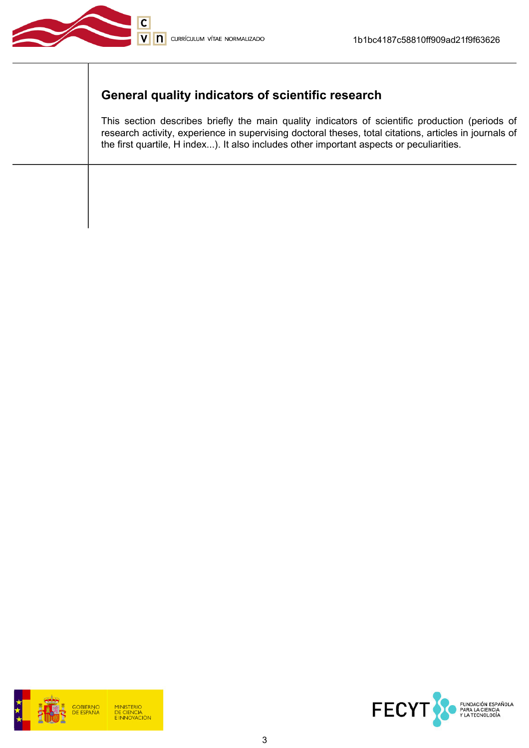## General quality indicators of scientific research

This section describes briefly the main quality indicators of scientific production (periods of research activity, experience in supervising doctoral theses, total citations, articles in journals of the first quartile, H index...). It also includes other important aspects or peculiarities.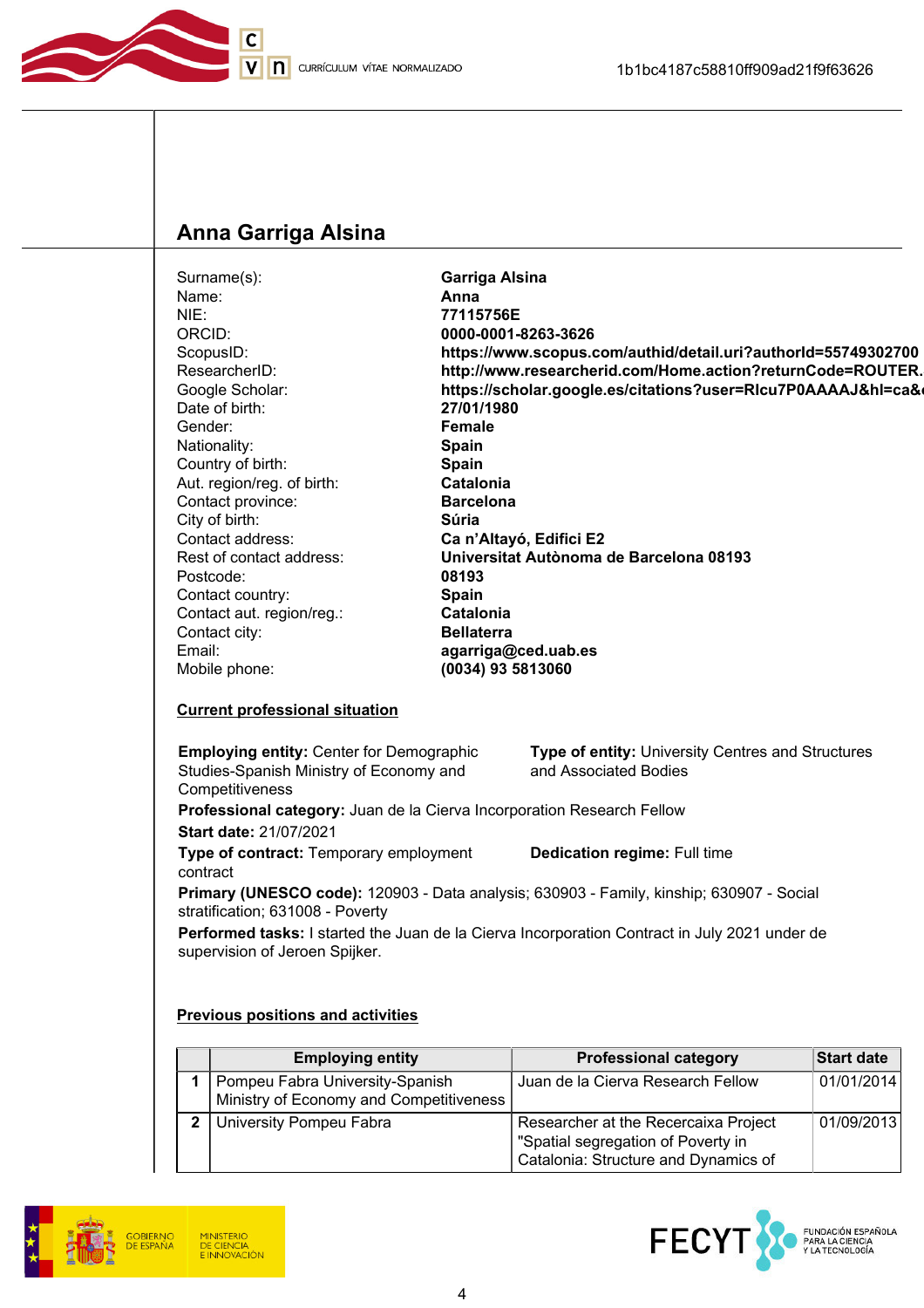## Anna Garriga Alsina

| | |
|---|---|
| Surname(s): | **Garriga Alsina** |
| Name: | **Anna** |
| NIE: | **77115756E** |
| ORCID: | **0000-0001-8263-3626** |
| ScopusID: | **https://www.scopus.com/authid/detail.uri?authorId=55749302700** |
| ResearcherID: | **http://www.researcherid.com/Home.action?returnCode=ROUTER.** |
| Google Scholar: | **https://scholar.google.es/citations?user=RIcu7P0AAAAJ&hl=ca&** |
| Date of birth: | **27/01/1980** |
| Gender: | **Female** |
| Nationality: | **Spain** |
| Country of birth: | **Spain** |
| Aut. region/reg. of birth: | **Catalonia** |
| Contact province: | **Barcelona** |
| City of birth: | **Súria** |
| Contact address: | **Ca n'Altayó, Edifici E2** |
| Rest of contact address: | **Universitat Autònoma de Barcelona 08193** |
| Postcode: | **08193** |
| Contact country: | **Spain** |
| Contact aut. region/reg.: | **Catalonia** |
| Contact city: | **Bellaterra** |
| Email: | **agarriga@ced.uab.es** |
| Mobile phone: | **(0034) 93 5813060** |

### Current professional situation

**Employing entity:** Center for Demographic Studies-Spanish Ministry of Economy and Competitiveness

**Type of entity:** University Centres and Structures and Associated Bodies

**Professional category:** Juan de la Cierva Incorporation Research Fellow

**Start date:** 21/07/2021

**Type of contract:** Temporary employment contract

**Dedication regime:** Full time

**Primary (UNESCO code):** 120903 - Data analysis; 630903 - Family, kinship; 630907 - Social stratification; 631008 - Poverty

**Performed tasks:** I started the Juan de la Cierva Incorporation Contract in July 2021 under de supervision of Jeroen Spijker.

### Previous positions and activities

| | Employing entity | Professional category | Start date |
|---|---|---|---|
| **1** | Pompeu Fabra University-Spanish Ministry of Economy and Competitiveness | Juan de la Cierva Research Fellow | 01/01/2014 |
| **2** | University Pompeu Fabra | Researcher at the Recercaixa Project "Spatial segregation of Poverty in Catalonia: Structure and Dynamics of | 01/09/2013 |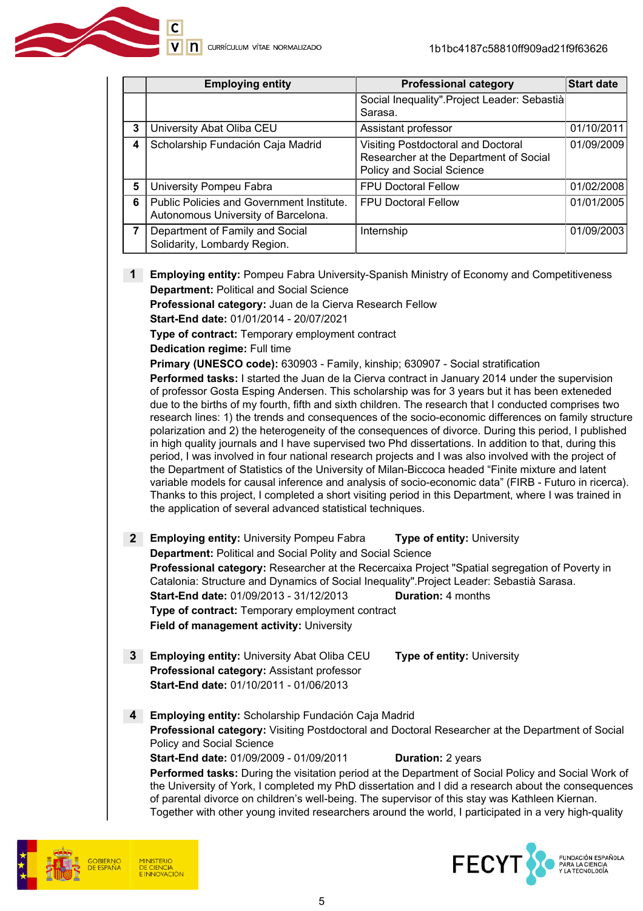|  | Employing entity | Professional category | Start date |
|---|---|---|---|
|  |  | Social Inequality".Project Leader: Sebastià Sarasa. |  |
| 3 | University Abat Oliba CEU | Assistant professor | 01/10/2011 |
| 4 | Scholarship Fundación Caja Madrid | Visiting Postdoctoral and Doctoral Researcher at the Department of Social Policy and Social Science | 01/09/2009 |
| 5 | University Pompeu Fabra | FPU Doctoral Fellow | 01/02/2008 |
| 6 | Public Policies and Government Institute. Autonomous University of Barcelona. | FPU Doctoral Fellow | 01/01/2005 |
| 7 | Department of Family and Social Solidarity, Lombardy Region. | Internship | 01/09/2003 |

**1** **Employing entity:** Pompeu Fabra University-Spanish Ministry of Economy and Competitiveness
**Department:** Political and Social Science
**Professional category:** Juan de la Cierva Research Fellow
**Start-End date:** 01/01/2014 - 20/07/2021
**Type of contract:** Temporary employment contract
**Dedication regime:** Full time
**Primary (UNESCO code):** 630903 - Family, kinship; 630907 - Social stratification
**Performed tasks:** I started the Juan de la Cierva contract in January 2014 under the supervision of professor Gosta Esping Andersen. This scholarship was for 3 years but it has been exteneded due to the births of my fourth, fifth and sixth children. The research that I conducted comprises two research lines: 1) the trends and consequences of the socio-economic differences on family structure polarization and 2) the heterogeneity of the consequences of divorce. During this period, I published in high quality journals and I have supervised two Phd dissertations. In addition to that, during this period, I was involved in four national research projects and I was also involved with the project of the Department of Statistics of the University of Milan-Biccoca headed "Finite mixture and latent variable models for causal inference and analysis of socio-economic data" (FIRB - Futuro in ricerca). Thanks to this project, I completed a short visiting period in this Department, where I was trained in the application of several advanced statistical techniques.

**2** **Employing entity:** University Pompeu Fabra **Type of entity:** University
**Department:** Political and Social Polity and Social Science
**Professional category:** Researcher at the Recercaixa Project "Spatial segregation of Poverty in Catalonia: Structure and Dynamics of Social Inequality".Project Leader: Sebastià Sarasa.
**Start-End date:** 01/09/2013 - 31/12/2013 **Duration:** 4 months
**Type of contract:** Temporary employment contract
**Field of management activity:** University

**3** **Employing entity:** University Abat Oliba CEU **Type of entity:** University
**Professional category:** Assistant professor
**Start-End date:** 01/10/2011 - 01/06/2013

**4** **Employing entity:** Scholarship Fundación Caja Madrid
**Professional category:** Visiting Postdoctoral and Doctoral Researcher at the Department of Social Policy and Social Science
**Start-End date:** 01/09/2009 - 01/09/2011 **Duration:** 2 years
**Performed tasks:** During the visitation period at the Department of Social Policy and Social Work of the University of York, I completed my PhD dissertation and I did a research about the consequences of parental divorce on children's well-being. The supervisor of this stay was Kathleen Kiernan. Together with other young invited researchers around the world, I participated in a very high-quality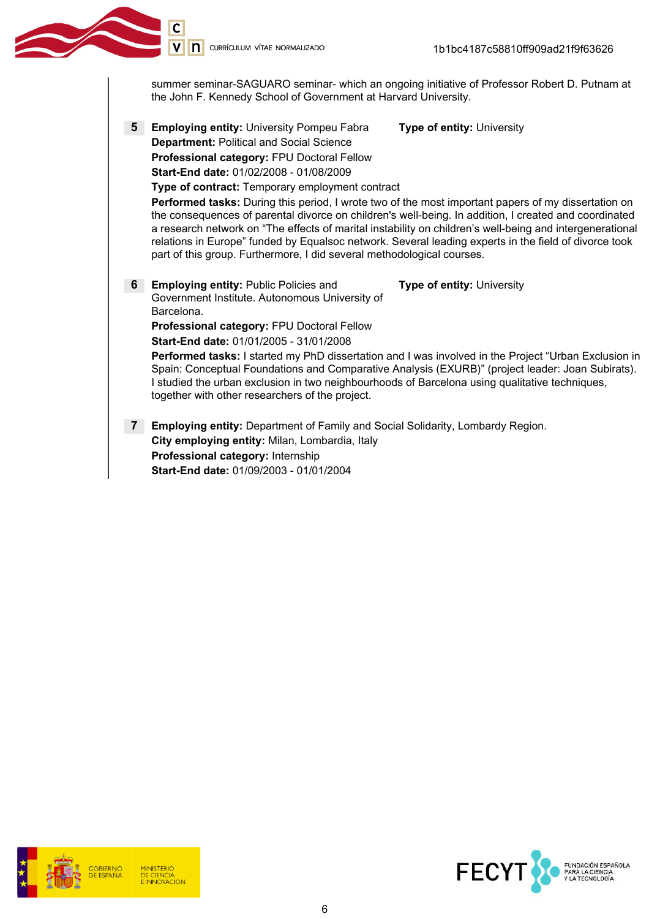summer seminar-SAGUARO seminar- which an ongoing initiative of Professor Robert D. Putnam at the John F. Kennedy School of Government at Harvard University.

**5** **Employing entity:** University Pompeu Fabra **Type of entity:** University
**Department:** Political and Social Science
**Professional category:** FPU Doctoral Fellow
**Start-End date:** 01/02/2008 - 01/08/2009
**Type of contract:** Temporary employment contract
**Performed tasks:** During this period, I wrote two of the most important papers of my dissertation on the consequences of parental divorce on children's well-being. In addition, I created and coordinated a research network on "The effects of marital instability on children's well-being and intergenerational relations in Europe" funded by Equalsoc network. Several leading experts in the field of divorce took part of this group. Furthermore, I did several methodological courses.

**6** **Employing entity:** Public Policies and Government Institute. Autonomous University of Barcelona. **Type of entity:** University
**Professional category:** FPU Doctoral Fellow
**Start-End date:** 01/01/2005 - 31/01/2008
**Performed tasks:** I started my PhD dissertation and I was involved in the Project "Urban Exclusion in Spain: Conceptual Foundations and Comparative Analysis (EXURB)" (project leader: Joan Subirats). I studied the urban exclusion in two neighbourhoods of Barcelona using qualitative techniques, together with other researchers of the project.

**7** **Employing entity:** Department of Family and Social Solidarity, Lombardy Region.
**City employing entity:** Milan, Lombardia, Italy
**Professional category:** Internship
**Start-End date:** 01/09/2003 - 01/01/2004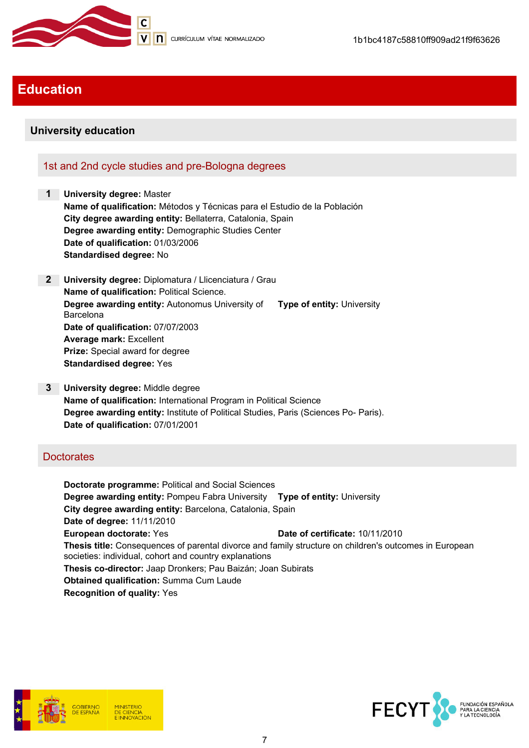# Education

## University education

### 1st and 2nd cycle studies and pre-Bologna degrees

**1** **University degree:** Master
**Name of qualification:** Métodos y Técnicas para el Estudio de la Población
**City degree awarding entity:** Bellaterra, Catalonia, Spain
**Degree awarding entity:** Demographic Studies Center
**Date of qualification:** 01/03/2006
**Standardised degree:** No

**2** **University degree:** Diplomatura / Llicenciatura / Grau
**Name of qualification:** Political Science.
**Degree awarding entity:** Autonomus University of Barcelona **Type of entity:** University
**Date of qualification:** 07/07/2003
**Average mark:** Excellent
**Prize:** Special award for degree
**Standardised degree:** Yes

**3** **University degree:** Middle degree
**Name of qualification:** International Program in Political Science
**Degree awarding entity:** Institute of Political Studies, Paris (Sciences Po- Paris).
**Date of qualification:** 07/01/2001

### Doctorates

**Doctorate programme:** Political and Social Sciences
**Degree awarding entity:** Pompeu Fabra University **Type of entity:** University
**City degree awarding entity:** Barcelona, Catalonia, Spain
**Date of degree:** 11/11/2010
**European doctorate:** Yes **Date of certificate:** 10/11/2010
**Thesis title:** Consequences of parental divorce and family structure on children's outcomes in European societies: individual, cohort and country explanations
**Thesis co-director:** Jaap Dronkers; Pau Baizán; Joan Subirats
**Obtained qualification:** Summa Cum Laude
**Recognition of quality:** Yes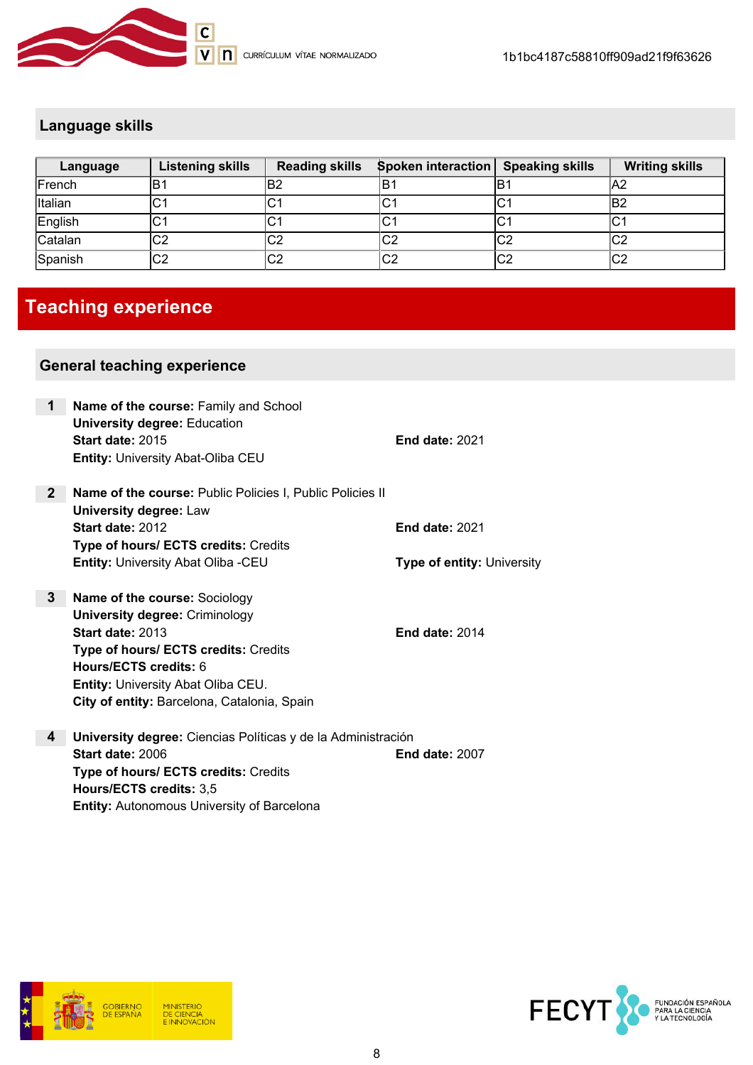## Language skills

| Language | Listening skills | Reading skills | Spoken interaction | Speaking skills | Writing skills |
|---|---|---|---|---|---|
| French | B1 | B2 | B1 | B1 | A2 |
| Italian | C1 | C1 | C1 | C1 | B2 |
| English | C1 | C1 | C1 | C1 | C1 |
| Catalan | C2 | C2 | C2 | C2 | C2 |
| Spanish | C2 | C2 | C2 | C2 | C2 |

# Teaching experience

## General teaching experience

**1** **Name of the course:** Family and School
**University degree:** Education
**Start date:** 2015 **End date:** 2021
**Entity:** University Abat-Oliba CEU

**2** **Name of the course:** Public Policies I, Public Policies II
**University degree:** Law
**Start date:** 2012 **End date:** 2021
**Type of hours/ ECTS credits:** Credits
**Entity:** University Abat Oliba -CEU **Type of entity:** University

**3** **Name of the course:** Sociology
**University degree:** Criminology
**Start date:** 2013 **End date:** 2014
**Type of hours/ ECTS credits:** Credits
**Hours/ECTS credits:** 6
**Entity:** University Abat Oliba CEU.
**City of entity:** Barcelona, Catalonia, Spain

**4** **University degree:** Ciencias Políticas y de la Administración
**Start date:** 2006 **End date:** 2007
**Type of hours/ ECTS credits:** Credits
**Hours/ECTS credits:** 3,5
**Entity:** Autonomous University of Barcelona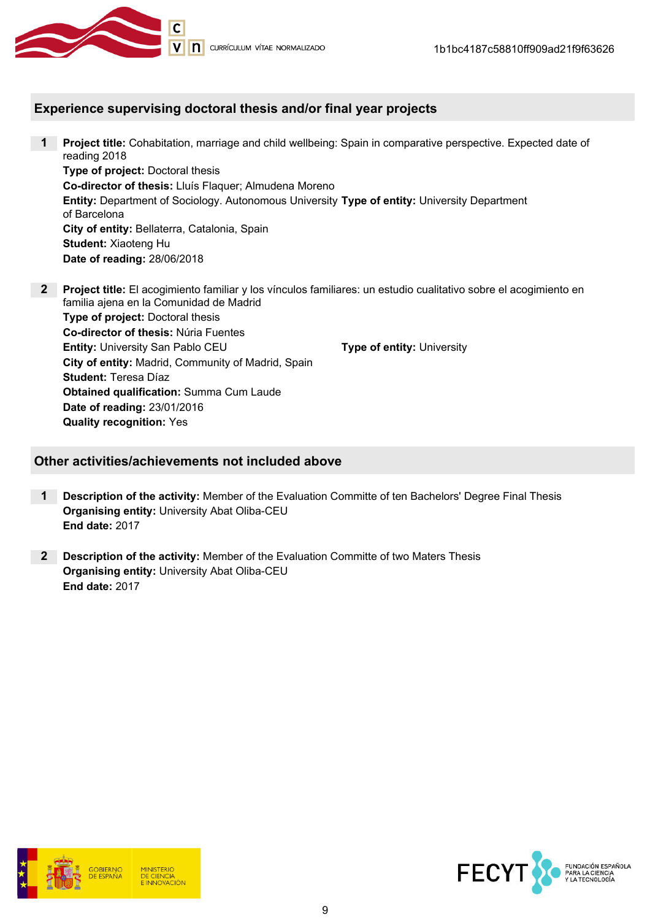## Experience supervising doctoral thesis and/or final year projects

**1** **Project title:** Cohabitation, marriage and child wellbeing: Spain in comparative perspective. Expected date of reading 2018
**Type of project:** Doctoral thesis
**Co-director of thesis:** Lluís Flaquer; Almudena Moreno
**Entity:** Department of Sociology. Autonomous University of Barcelona **Type of entity:** University Department
**City of entity:** Bellaterra, Catalonia, Spain
**Student:** Xiaoteng Hu
**Date of reading:** 28/06/2018

**2** **Project title:** El acogimiento familiar y los vínculos familiares: un estudio cualitativo sobre el acogimiento en familia ajena en la Comunidad de Madrid
**Type of project:** Doctoral thesis
**Co-director of thesis:** Núria Fuentes
**Entity:** University San Pablo CEU **Type of entity:** University
**City of entity:** Madrid, Community of Madrid, Spain
**Student:** Teresa Díaz
**Obtained qualification:** Summa Cum Laude
**Date of reading:** 23/01/2016
**Quality recognition:** Yes

## Other activities/achievements not included above

**1** **Description of the activity:** Member of the Evaluation Committe of ten Bachelors' Degree Final Thesis
**Organising entity:** University Abat Oliba-CEU
**End date:** 2017

**2** **Description of the activity:** Member of the Evaluation Committe of two Maters Thesis
**Organising entity:** University Abat Oliba-CEU
**End date:** 2017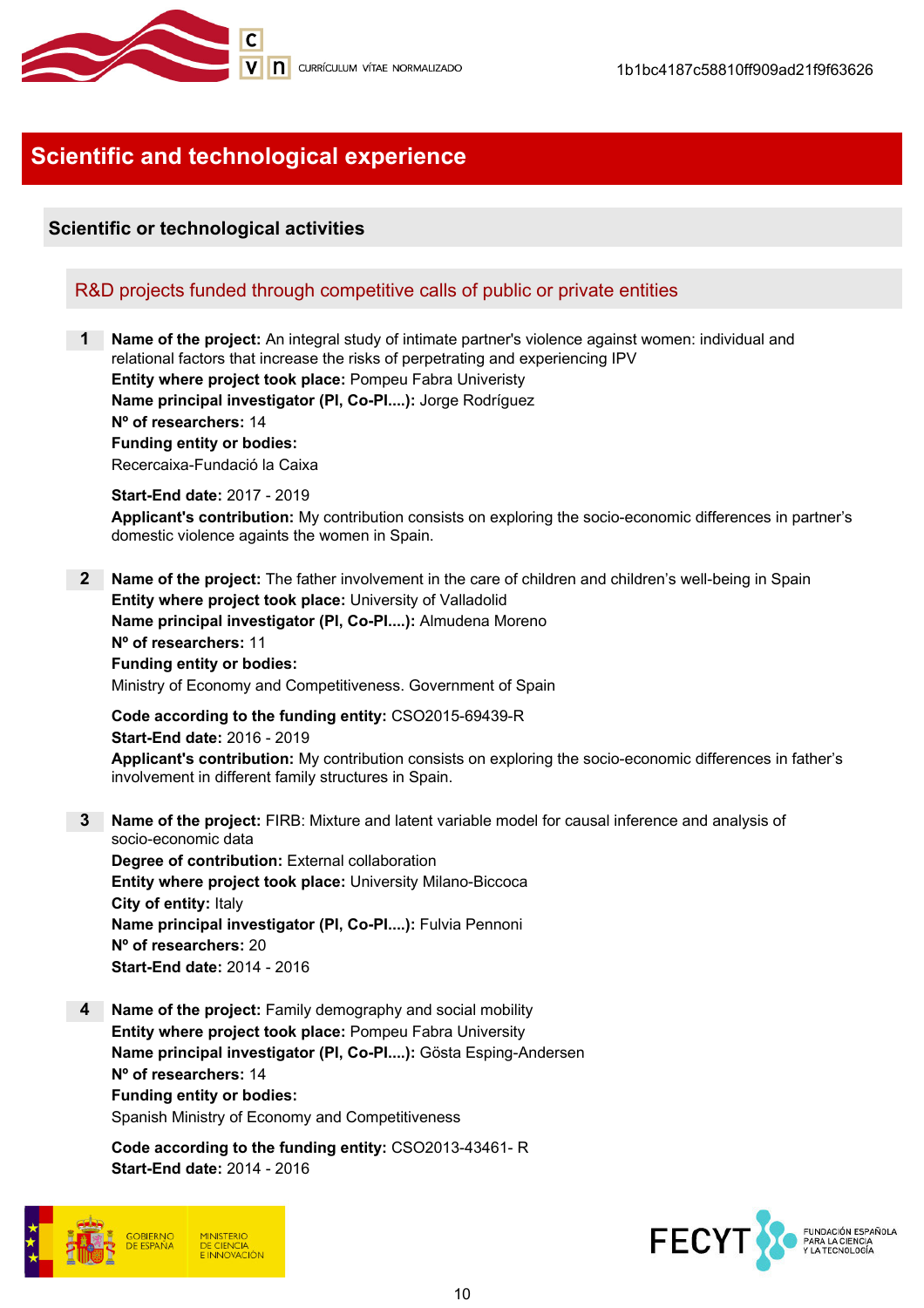## Scientific and technological experience

### Scientific or technological activities

#### R&D projects funded through competitive calls of public or private entities

**1** **Name of the project:** An integral study of intimate partner's violence against women: individual and relational factors that increase the risks of perpetrating and experiencing IPV
**Entity where project took place:** Pompeu Fabra Univeristy
**Name principal investigator (PI, Co-PI....):** Jorge Rodríguez
**Nº of researchers:** 14
**Funding entity or bodies:**
Recercaixa-Fundació la Caixa

**Start-End date:** 2017 - 2019
**Applicant's contribution:** My contribution consists on exploring the socio-economic differences in partner's domestic violence againts the women in Spain.

**2** **Name of the project:** The father involvement in the care of children and children's well-being in Spain
**Entity where project took place:** University of Valladolid
**Name principal investigator (PI, Co-PI....):** Almudena Moreno
**Nº of researchers:** 11
**Funding entity or bodies:**
Ministry of Economy and Competitiveness. Government of Spain

**Code according to the funding entity:** CSO2015-69439-R
**Start-End date:** 2016 - 2019
**Applicant's contribution:** My contribution consists on exploring the socio-economic differences in father's involvement in different family structures in Spain.

**3** **Name of the project:** FIRB: Mixture and latent variable model for causal inference and analysis of socio-economic data
**Degree of contribution:** External collaboration
**Entity where project took place:** University Milano-Biccoca
**City of entity:** Italy
**Name principal investigator (PI, Co-PI....):** Fulvia Pennoni
**Nº of researchers:** 20
**Start-End date:** 2014 - 2016

**4** **Name of the project:** Family demography and social mobility
**Entity where project took place:** Pompeu Fabra University
**Name principal investigator (PI, Co-PI....):** Gösta Esping-Andersen
**Nº of researchers:** 14
**Funding entity or bodies:**
Spanish Ministry of Economy and Competitiveness

**Code according to the funding entity:** CSO2013-43461- R
**Start-End date:** 2014 - 2016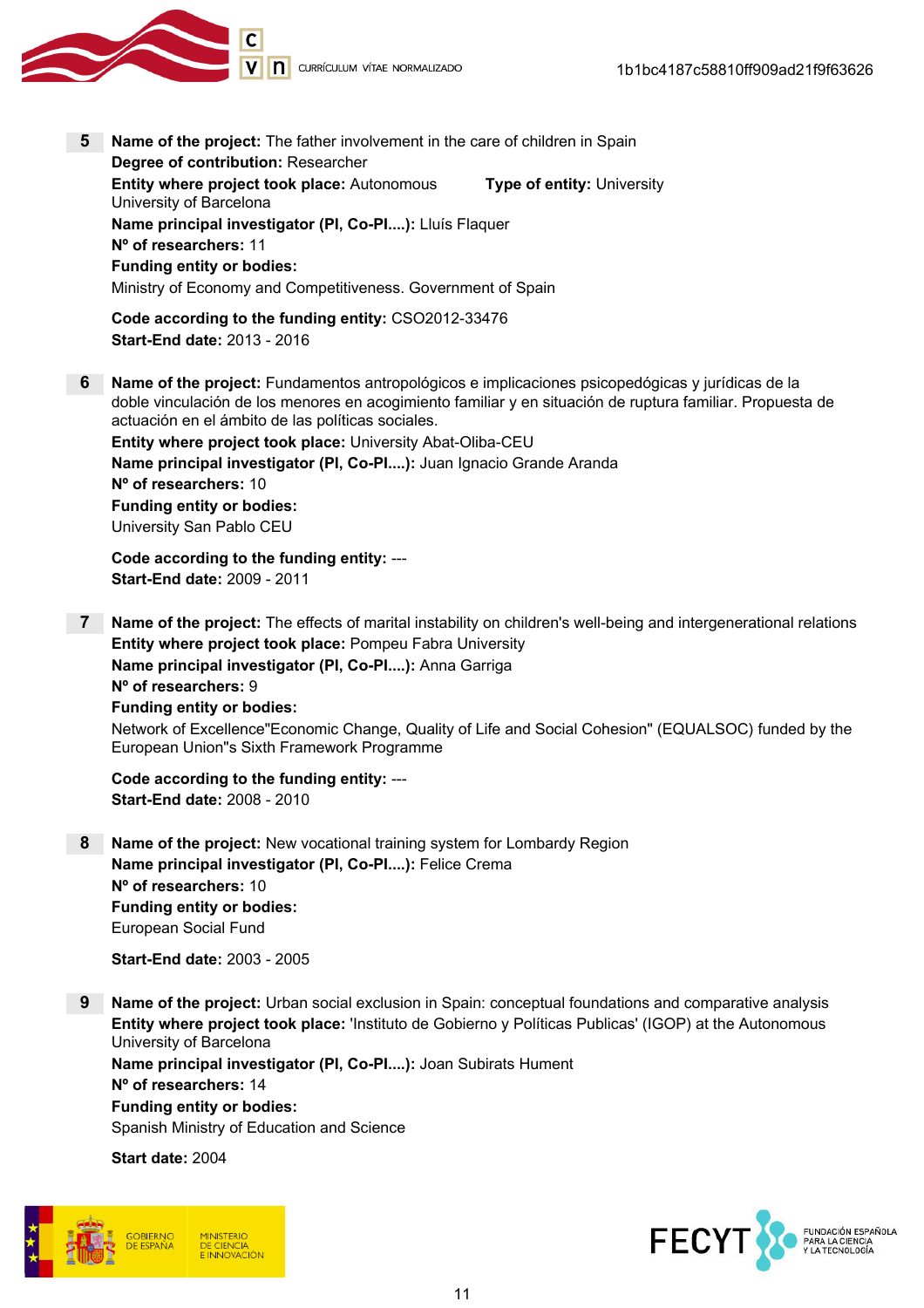**5** **Name of the project:** The father involvement in the care of children in Spain
**Degree of contribution:** Researcher
**Entity where project took place:** Autonomous University of Barcelona
**Type of entity:** University
**Name principal investigator (PI, Co-PI....):** Lluís Flaquer
**Nº of researchers:** 11
**Funding entity or bodies:**
Ministry of Economy and Competitiveness. Government of Spain

**Code according to the funding entity:** CSO2012-33476
**Start-End date:** 2013 - 2016

**6** **Name of the project:** Fundamentos antropológicos e implicaciones psicopedógicas y jurídicas de la doble vinculación de los menores en acogimiento familiar y en situación de ruptura familiar. Propuesta de actuación en el ámbito de las políticas sociales.
**Entity where project took place:** University Abat-Oliba-CEU
**Name principal investigator (PI, Co-PI....):** Juan Ignacio Grande Aranda
**Nº of researchers:** 10
**Funding entity or bodies:**
University San Pablo CEU

**Code according to the funding entity:** ---
**Start-End date:** 2009 - 2011

**7** **Name of the project:** The effects of marital instability on children's well-being and intergenerational relations
**Entity where project took place:** Pompeu Fabra University
**Name principal investigator (PI, Co-PI....):** Anna Garriga
**Nº of researchers:** 9
**Funding entity or bodies:**
Network of Excellence"Economic Change, Quality of Life and Social Cohesion" (EQUALSOC) funded by the European Union"s Sixth Framework Programme

**Code according to the funding entity:** ---
**Start-End date:** 2008 - 2010

**8** **Name of the project:** New vocational training system for Lombardy Region
**Name principal investigator (PI, Co-PI....):** Felice Crema
**Nº of researchers:** 10
**Funding entity or bodies:**
European Social Fund

**Start-End date:** 2003 - 2005

**9** **Name of the project:** Urban social exclusion in Spain: conceptual foundations and comparative analysis
**Entity where project took place:** 'Instituto de Gobierno y Políticas Publicas' (IGOP) at the Autonomous University of Barcelona
**Name principal investigator (PI, Co-PI....):** Joan Subirats Hument
**Nº of researchers:** 14
**Funding entity or bodies:**
Spanish Ministry of Education and Science

**Start date:** 2004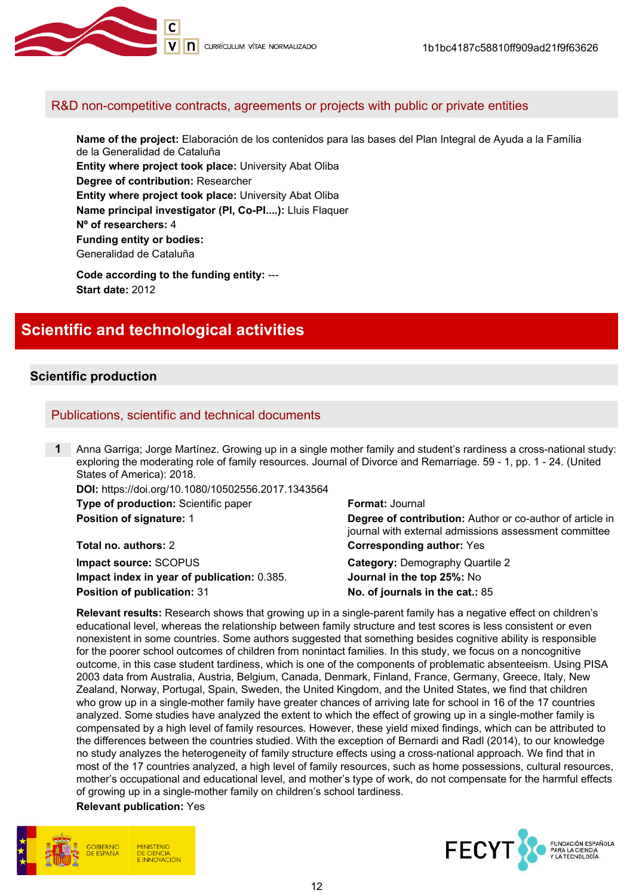## R&D non-competitive contracts, agreements or projects with public or private entities

**Name of the project:** Elaboración de los contenidos para las bases del Plan Integral de Ayuda a la Família de la Generalidad de Cataluña
**Entity where project took place:** University Abat Oliba
**Degree of contribution:** Researcher
**Entity where project took place:** University Abat Oliba
**Name principal investigator (PI, Co-PI....):** Lluis Flaquer
**Nº of researchers:** 4
**Funding entity or bodies:**
Generalidad de Cataluña

**Code according to the funding entity:** ---
**Start date:** 2012

# Scientific and technological activities

## Scientific production

### Publications, scientific and technical documents

**1** Anna Garriga; Jorge Martínez. Growing up in a single mother family and student's rardiness a cross-national study: exploring the moderating role of family resources. Journal of Divorce and Remarriage. 59 - 1, pp. 1 - 24. (United States of America): 2018.

**DOI:** https://doi.org/10.1080/10502556.2017.1343564
**Type of production:** Scientific paper
**Format:** Journal
**Position of signature:** 1
**Degree of contribution:** Author or co-author of article in journal with external admissions assessment committee
**Total no. authors:** 2
**Corresponding author:** Yes
**Impact source:** SCOPUS
**Category:** Demography Quartile 2
**Impact index in year of publication:** 0.385.
**Journal in the top 25%:** No
**Position of publication:** 31
**No. of journals in the cat.:** 85

**Relevant results:** Research shows that growing up in a single-parent family has a negative effect on children's educational level, whereas the relationship between family structure and test scores is less consistent or even nonexistent in some countries. Some authors suggested that something besides cognitive ability is responsible for the poorer school outcomes of children from nonintact families. In this study, we focus on a noncognitive outcome, in this case student tardiness, which is one of the components of problematic absenteeism. Using PISA 2003 data from Australia, Austria, Belgium, Canada, Denmark, Finland, France, Germany, Greece, Italy, New Zealand, Norway, Portugal, Spain, Sweden, the United Kingdom, and the United States, we find that children who grow up in a single-mother family have greater chances of arriving late for school in 16 of the 17 countries analyzed. Some studies have analyzed the extent to which the effect of growing up in a single-mother family is compensated by a high level of family resources. However, these yield mixed findings, which can be attributed to the differences between the countries studied. With the exception of Bernardi and Radl (2014), to our knowledge no study analyzes the heterogeneity of family structure effects using a cross-national approach. We find that in most of the 17 countries analyzed, a high level of family resources, such as home possessions, cultural resources, mother's occupational and educational level, and mother's type of work, do not compensate for the harmful effects of growing up in a single-mother family on children's school tardiness.
**Relevant publication:** Yes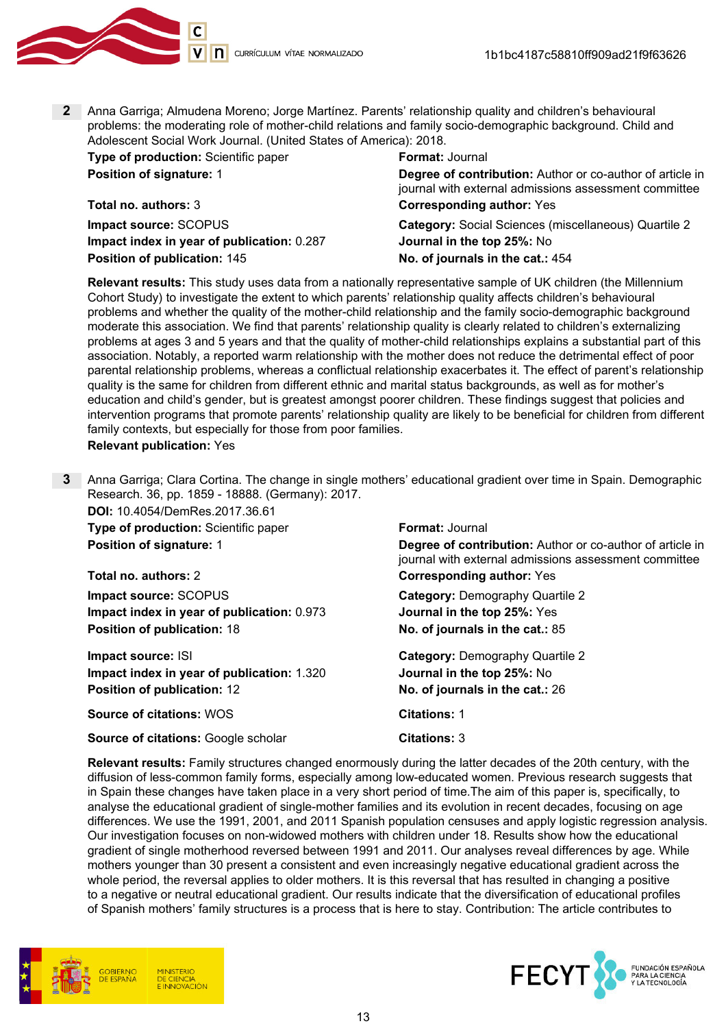**2** Anna Garriga; Almudena Moreno; Jorge Martínez. Parents' relationship quality and children's behavioural problems: the moderating role of mother-child relations and family socio-demographic background. Child and Adolescent Social Work Journal. (United States of America): 2018.

**Type of production:** Scientific paper
**Format:** Journal
**Position of signature:** 1
**Degree of contribution:** Author or co-author of article in journal with external admissions assessment committee
**Total no. authors:** 3
**Corresponding author:** Yes
**Impact source:** SCOPUS
**Category:** Social Sciences (miscellaneous) Quartile 2
**Impact index in year of publication:** 0.287
**Journal in the top 25%:** No
**Position of publication:** 145
**No. of journals in the cat.:** 454

**Relevant results:** This study uses data from a nationally representative sample of UK children (the Millennium Cohort Study) to investigate the extent to which parents' relationship quality affects children's behavioural problems and whether the quality of the mother-child relationship and the family socio-demographic background moderate this association. We find that parents' relationship quality is clearly related to children's externalizing problems at ages 3 and 5 years and that the quality of mother-child relationships explains a substantial part of this association. Notably, a reported warm relationship with the mother does not reduce the detrimental effect of poor parental relationship problems, whereas a conflictual relationship exacerbates it. The effect of parent's relationship quality is the same for children from different ethnic and marital status backgrounds, as well as for mother's education and child's gender, but is greatest amongst poorer children. These findings suggest that policies and intervention programs that promote parents' relationship quality are likely to be beneficial for children from different family contexts, but especially for those from poor families.
**Relevant publication:** Yes

**3** Anna Garriga; Clara Cortina. The change in single mothers' educational gradient over time in Spain. Demographic Research. 36, pp. 1859 - 18888. (Germany): 2017.
**DOI:** 10.4054/DemRes.2017.36.61

**Type of production:** Scientific paper
**Format:** Journal
**Position of signature:** 1
**Degree of contribution:** Author or co-author of article in journal with external admissions assessment committee
**Total no. authors:** 2
**Corresponding author:** Yes

**Impact source:** SCOPUS
**Category:** Demography Quartile 2
**Impact index in year of publication:** 0.973
**Journal in the top 25%:** Yes
**Position of publication:** 18
**No. of journals in the cat.:** 85

**Impact source:** ISI
**Category:** Demography Quartile 2
**Impact index in year of publication:** 1.320
**Journal in the top 25%:** No
**Position of publication:** 12
**No. of journals in the cat.:** 26

**Source of citations:** WOS
**Citations:** 1

**Source of citations:** Google scholar
**Citations:** 3

**Relevant results:** Family structures changed enormously during the latter decades of the 20th century, with the diffusion of less-common family forms, especially among low-educated women. Previous research suggests that in Spain these changes have taken place in a very short period of time.The aim of this paper is, specifically, to analyse the educational gradient of single-mother families and its evolution in recent decades, focusing on age differences. We use the 1991, 2001, and 2011 Spanish population censuses and apply logistic regression analysis. Our investigation focuses on non-widowed mothers with children under 18. Results show how the educational gradient of single motherhood reversed between 1991 and 2011. Our analyses reveal differences by age. While mothers younger than 30 present a consistent and even increasingly negative educational gradient across the whole period, the reversal applies to older mothers. It is this reversal that has resulted in changing a positive to a negative or neutral educational gradient. Our results indicate that the diversification of educational profiles of Spanish mothers' family structures is a process that is here to stay. Contribution: The article contributes to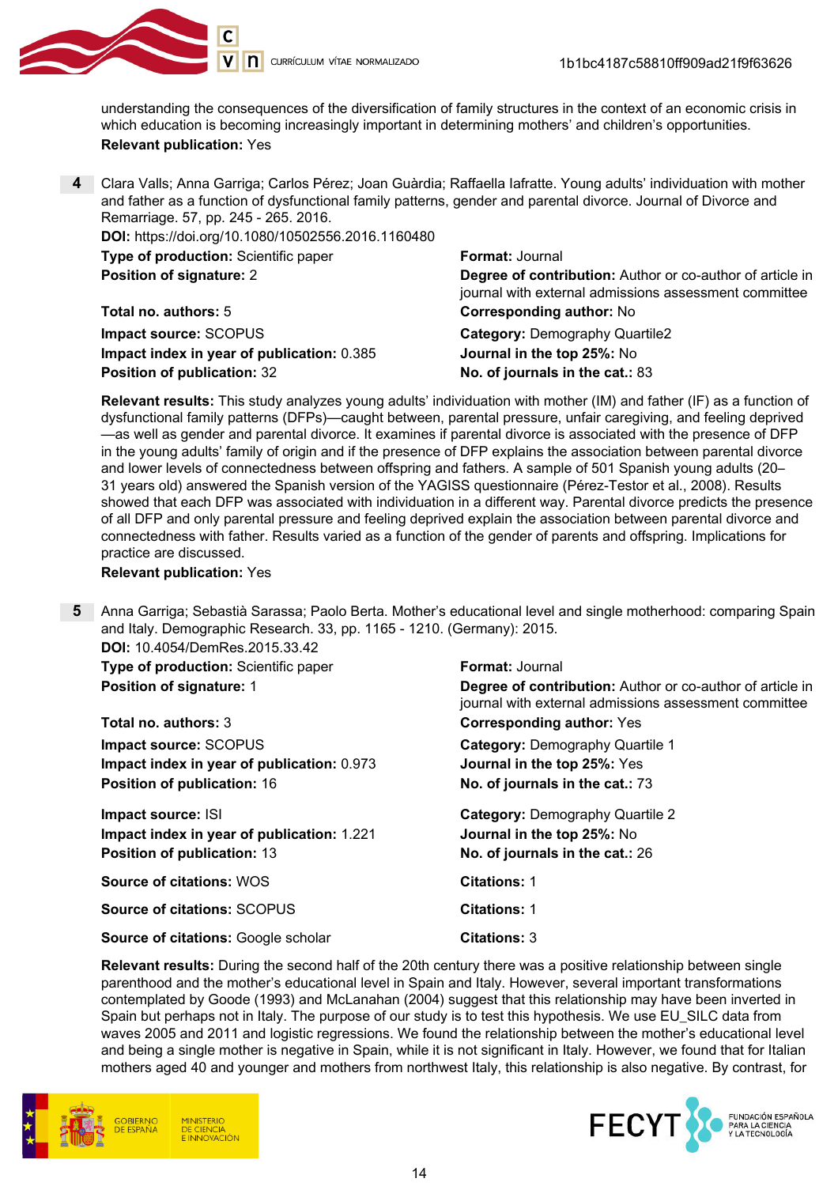understanding the consequences of the diversification of family structures in the context of an economic crisis in which education is becoming increasingly important in determining mothers' and children's opportunities.
**Relevant publication:** Yes

**4** Clara Valls; Anna Garriga; Carlos Pérez; Joan Guàrdia; Raffaella Iafratte. Young adults' individuation with mother and father as a function of dysfunctional family patterns, gender and parental divorce. Journal of Divorce and Remarriage. 57, pp. 245 - 265. 2016.
**DOI:** https://doi.org/10.1080/10502556.2016.1160480
**Type of production:** Scientific paper
**Format:** Journal
**Position of signature:** 2
**Degree of contribution:** Author or co-author of article in journal with external admissions assessment committee
**Total no. authors:** 5
**Corresponding author:** No
**Impact source:** SCOPUS
**Category:** Demography Quartile2
**Impact index in year of publication:** 0.385
**Journal in the top 25%:** No
**Position of publication:** 32
**No. of journals in the cat.:** 83

**Relevant results:** This study analyzes young adults' individuation with mother (IM) and father (IF) as a function of dysfunctional family patterns (DFPs)—caught between, parental pressure, unfair caregiving, and feeling deprived —as well as gender and parental divorce. It examines if parental divorce is associated with the presence of DFP in the young adults' family of origin and if the presence of DFP explains the association between parental divorce and lower levels of connectedness between offspring and fathers. A sample of 501 Spanish young adults (20–31 years old) answered the Spanish version of the YAGISS questionnaire (Pérez-Testor et al., 2008). Results showed that each DFP was associated with individuation in a different way. Parental divorce predicts the presence of all DFP and only parental pressure and feeling deprived explain the association between parental divorce and connectedness with father. Results varied as a function of the gender of parents and offspring. Implications for practice are discussed.
**Relevant publication:** Yes

**5** Anna Garriga; Sebastià Sarassa; Paolo Berta. Mother's educational level and single motherhood: comparing Spain and Italy. Demographic Research. 33, pp. 1165 - 1210. (Germany): 2015.
**DOI:** 10.4054/DemRes.2015.33.42
**Type of production:** Scientific paper
**Format:** Journal
**Position of signature:** 1
**Degree of contribution:** Author or co-author of article in journal with external admissions assessment committee
**Total no. authors:** 3
**Corresponding author:** Yes
**Impact source:** SCOPUS
**Category:** Demography Quartile 1
**Impact index in year of publication:** 0.973
**Journal in the top 25%:** Yes
**Position of publication:** 16
**No. of journals in the cat.:** 73

**Impact source:** ISI
**Category:** Demography Quartile 2
**Impact index in year of publication:** 1.221
**Journal in the top 25%:** No
**Position of publication:** 13
**No. of journals in the cat.:** 26

**Source of citations:** WOS
**Citations:** 1
**Source of citations:** SCOPUS
**Citations:** 1
**Source of citations:** Google scholar
**Citations:** 3

**Relevant results:** During the second half of the 20th century there was a positive relationship between single parenthood and the mother's educational level in Spain and Italy. However, several important transformations contemplated by Goode (1993) and McLanahan (2004) suggest that this relationship may have been inverted in Spain but perhaps not in Italy. The purpose of our study is to test this hypothesis. We use EU_SILC data from waves 2005 and 2011 and logistic regressions. We found the relationship between the mother's educational level and being a single mother is negative in Spain, while it is not significant in Italy. However, we found that for Italian mothers aged 40 and younger and mothers from northwest Italy, this relationship is also negative. By contrast, for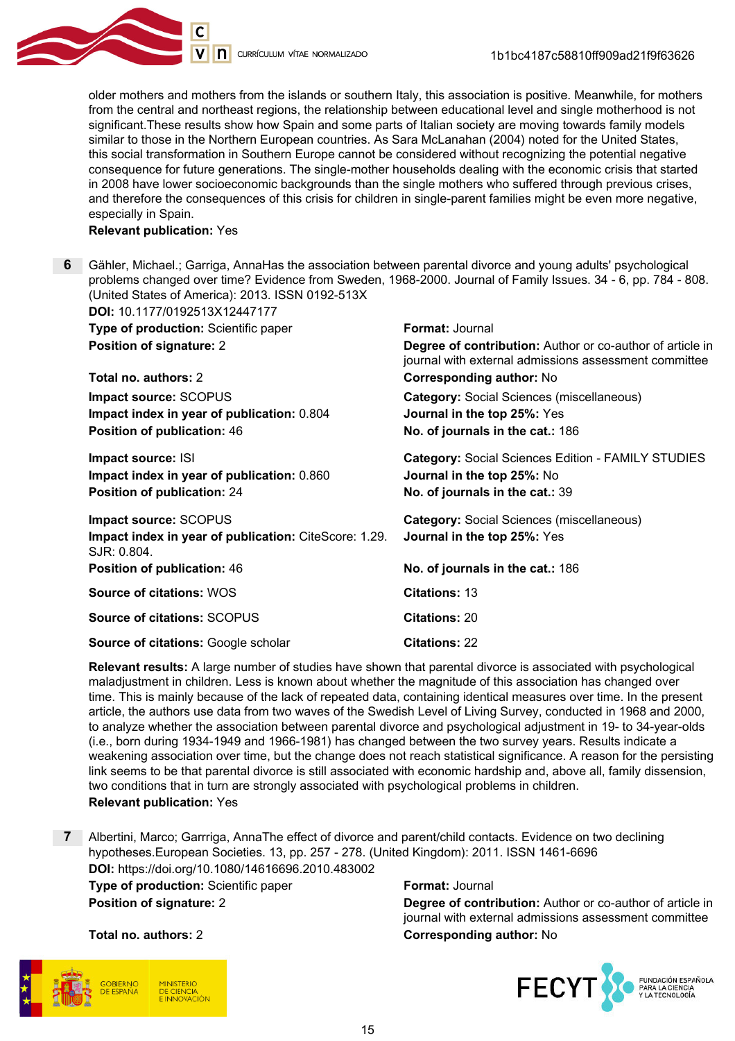older mothers and mothers from the islands or southern Italy, this association is positive. Meanwhile, for mothers from the central and northeast regions, the relationship between educational level and single motherhood is not significant.These results show how Spain and some parts of Italian society are moving towards family models similar to those in the Northern European countries. As Sara McLanahan (2004) noted for the United States, this social transformation in Southern Europe cannot be considered without recognizing the potential negative consequence for future generations. The single-mother households dealing with the economic crisis that started in 2008 have lower socioeconomic backgrounds than the single mothers who suffered through previous crises, and therefore the consequences of this crisis for children in single-parent families might be even more negative, especially in Spain.

**Relevant publication:** Yes

**6** Gähler, Michael.; Garriga, AnnaHas the association between parental divorce and young adults' psychological problems changed over time? Evidence from Sweden, 1968-2000. Journal of Family Issues. 34 - 6, pp. 784 - 808. (United States of America): 2013. ISSN 0192-513X

**DOI:** 10.1177/0192513X12447177

**Type of production:** Scientific paper
**Format:** Journal
**Position of signature:** 2
**Degree of contribution:** Author or co-author of article in journal with external admissions assessment committee
**Total no. authors:** 2
**Corresponding author:** No

**Impact source:** SCOPUS
**Category:** Social Sciences (miscellaneous)
**Impact index in year of publication:** 0.804
**Journal in the top 25%:** Yes
**Position of publication:** 46
**No. of journals in the cat.:** 186

**Impact source:** ISI
**Category:** Social Sciences Edition - FAMILY STUDIES
**Impact index in year of publication:** 0.860
**Journal in the top 25%:** No
**Position of publication:** 24
**No. of journals in the cat.:** 39

**Impact source:** SCOPUS
**Category:** Social Sciences (miscellaneous)
**Impact index in year of publication:** CiteScore: 1.29. SJR: 0.804.
**Journal in the top 25%:** Yes
**Position of publication:** 46
**No. of journals in the cat.:** 186

**Source of citations:** WOS
**Citations:** 13

**Source of citations:** SCOPUS
**Citations:** 20

**Source of citations:** Google scholar
**Citations:** 22

**Relevant results:** A large number of studies have shown that parental divorce is associated with psychological maladjustment in children. Less is known about whether the magnitude of this association has changed over time. This is mainly because of the lack of repeated data, containing identical measures over time. In the present article, the authors use data from two waves of the Swedish Level of Living Survey, conducted in 1968 and 2000, to analyze whether the association between parental divorce and psychological adjustment in 19- to 34-year-olds (i.e., born during 1934-1949 and 1966-1981) has changed between the two survey years. Results indicate a weakening association over time, but the change does not reach statistical significance. A reason for the persisting link seems to be that parental divorce is still associated with economic hardship and, above all, family dissension, two conditions that in turn are strongly associated with psychological problems in children.

**Relevant publication:** Yes

**7** Albertini, Marco; Garrriga, AnnaThe effect of divorce and parent/child contacts. Evidence on two declining hypotheses.European Societies. 13, pp. 257 - 278. (United Kingdom): 2011. ISSN 1461-6696

**DOI:** https://doi.org/10.1080/14616696.2010.483002

**Type of production:** Scientific paper
**Format:** Journal
**Position of signature:** 2
**Degree of contribution:** Author or co-author of article in journal with external admissions assessment committee
**Total no. authors:** 2
**Corresponding author:** No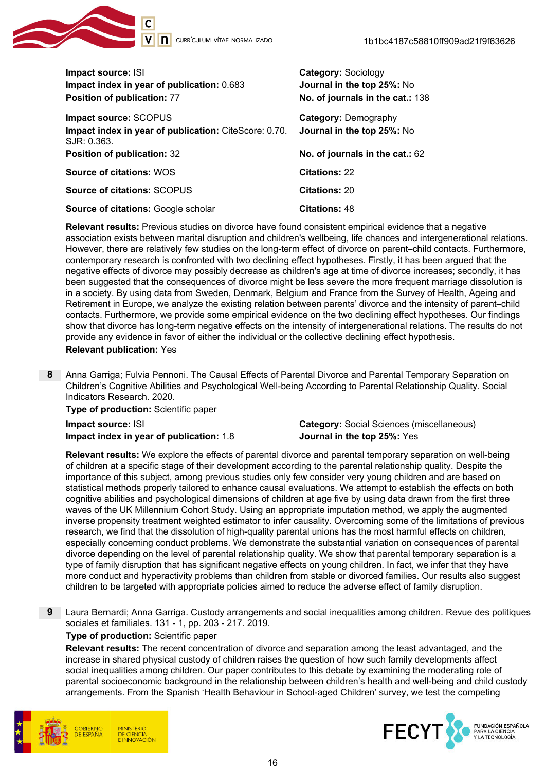**Impact source:** ISI
**Impact index in year of publication:** 0.683
**Position of publication:** 77

**Category:** Sociology
**Journal in the top 25%:** No
**No. of journals in the cat.:** 138

**Impact source:** SCOPUS
**Impact index in year of publication:** CiteScore: 0.70. SJR: 0.363.
**Position of publication:** 32

**Category:** Demography
**Journal in the top 25%:** No
**No. of journals in the cat.:** 62

**Source of citations:** WOS
**Citations:** 22

**Source of citations:** SCOPUS
**Citations:** 20

**Source of citations:** Google scholar
**Citations:** 48

**Relevant results:** Previous studies on divorce have found consistent empirical evidence that a negative association exists between marital disruption and children's wellbeing, life chances and intergenerational relations. However, there are relatively few studies on the long-term effect of divorce on parent–child contacts. Furthermore, contemporary research is confronted with two declining effect hypotheses. Firstly, it has been argued that the negative effects of divorce may possibly decrease as children's age at time of divorce increases; secondly, it has been suggested that the consequences of divorce might be less severe the more frequent marriage dissolution is in a society. By using data from Sweden, Denmark, Belgium and France from the Survey of Health, Ageing and Retirement in Europe, we analyze the existing relation between parents' divorce and the intensity of parent–child contacts. Furthermore, we provide some empirical evidence on the two declining effect hypotheses. Our findings show that divorce has long-term negative effects on the intensity of intergenerational relations. The results do not provide any evidence in favor of either the individual or the collective declining effect hypothesis.
**Relevant publication:** Yes

**8** Anna Garriga; Fulvia Pennoni. The Causal Effects of Parental Divorce and Parental Temporary Separation on Children's Cognitive Abilities and Psychological Well-being According to Parental Relationship Quality. Social Indicators Research. 2020.
**Type of production:** Scientific paper

**Impact source:** ISI
**Impact index in year of publication:** 1.8

**Category:** Social Sciences (miscellaneous)
**Journal in the top 25%:** Yes

**Relevant results:** We explore the effects of parental divorce and parental temporary separation on well-being of children at a specific stage of their development according to the parental relationship quality. Despite the importance of this subject, among previous studies only few consider very young children and are based on statistical methods properly tailored to enhance causal evaluations. We attempt to establish the effects on both cognitive abilities and psychological dimensions of children at age five by using data drawn from the first three waves of the UK Millennium Cohort Study. Using an appropriate imputation method, we apply the augmented inverse propensity treatment weighted estimator to infer causality. Overcoming some of the limitations of previous research, we find that the dissolution of high-quality parental unions has the most harmful effects on children, especially concerning conduct problems. We demonstrate the substantial variation on consequences of parental divorce depending on the level of parental relationship quality. We show that parental temporary separation is a type of family disruption that has significant negative effects on young children. In fact, we infer that they have more conduct and hyperactivity problems than children from stable or divorced families. Our results also suggest children to be targeted with appropriate policies aimed to reduce the adverse effect of family disruption.

**9** Laura Bernardi; Anna Garriga. Custody arrangements and social inequalities among children. Revue des politiques sociales et familiales. 131 - 1, pp. 203 - 217. 2019.
**Type of production:** Scientific paper
**Relevant results:** The recent concentration of divorce and separation among the least advantaged, and the increase in shared physical custody of children raises the question of how such family developments affect social inequalities among children. Our paper contributes to this debate by examining the moderating role of parental socioeconomic background in the relationship between children's health and well-being and child custody arrangements. From the Spanish 'Health Behaviour in School-aged Children' survey, we test the competing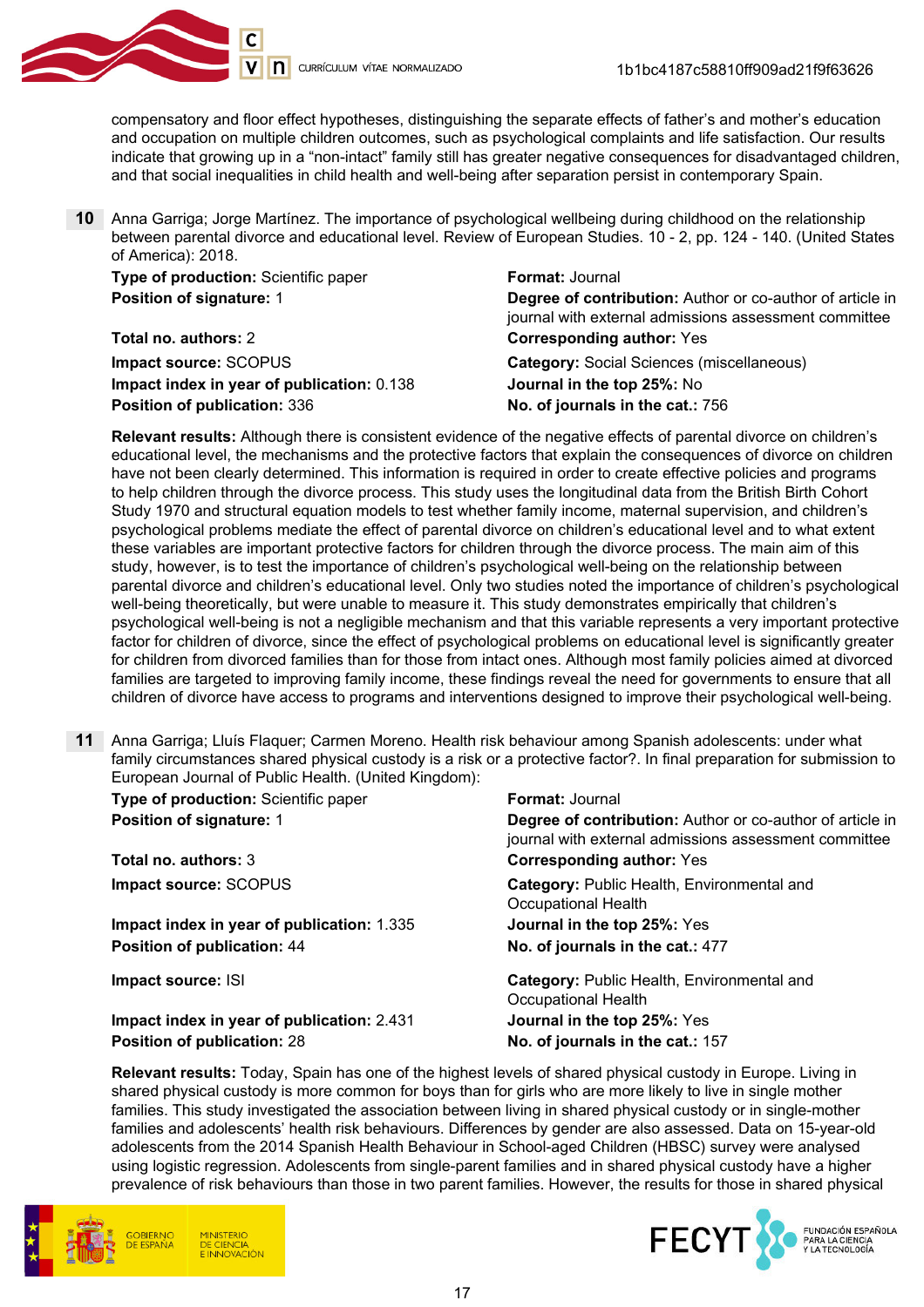compensatory and floor effect hypotheses, distinguishing the separate effects of father's and mother's education and occupation on multiple children outcomes, such as psychological complaints and life satisfaction. Our results indicate that growing up in a "non-intact" family still has greater negative consequences for disadvantaged children, and that social inequalities in child health and well-being after separation persist in contemporary Spain.

**10** Anna Garriga; Jorge Martínez. The importance of psychological wellbeing during childhood on the relationship between parental divorce and educational level. Review of European Studies. 10 - 2, pp. 124 - 140. (United States of America): 2018.

**Type of production:** Scientific paper
**Format:** Journal
**Position of signature:** 1
**Degree of contribution:** Author or co-author of article in journal with external admissions assessment committee
**Total no. authors:** 2
**Corresponding author:** Yes
**Impact source:** SCOPUS
**Category:** Social Sciences (miscellaneous)
**Impact index in year of publication:** 0.138
**Journal in the top 25%:** No
**Position of publication:** 336
**No. of journals in the cat.:** 756

**Relevant results:** Although there is consistent evidence of the negative effects of parental divorce on children's educational level, the mechanisms and the protective factors that explain the consequences of divorce on children have not been clearly determined. This information is required in order to create effective policies and programs to help children through the divorce process. This study uses the longitudinal data from the British Birth Cohort Study 1970 and structural equation models to test whether family income, maternal supervision, and children's psychological problems mediate the effect of parental divorce on children's educational level and to what extent these variables are important protective factors for children through the divorce process. The main aim of this study, however, is to test the importance of children's psychological well-being on the relationship between parental divorce and children's educational level. Only two studies noted the importance of children's psychological well-being theoretically, but were unable to measure it. This study demonstrates empirically that children's psychological well-being is not a negligible mechanism and that this variable represents a very important protective factor for children of divorce, since the effect of psychological problems on educational level is significantly greater for children from divorced families than for those from intact ones. Although most family policies aimed at divorced families are targeted to improving family income, these findings reveal the need for governments to ensure that all children of divorce have access to programs and interventions designed to improve their psychological well-being.

**11** Anna Garriga; Lluís Flaquer; Carmen Moreno. Health risk behaviour among Spanish adolescents: under what family circumstances shared physical custody is a risk or a protective factor?. In final preparation for submission to European Journal of Public Health. (United Kingdom):

**Type of production:** Scientific paper
**Format:** Journal
**Position of signature:** 1
**Degree of contribution:** Author or co-author of article in journal with external admissions assessment committee
**Total no. authors:** 3
**Corresponding author:** Yes
**Impact source:** SCOPUS
**Category:** Public Health, Environmental and Occupational Health
**Impact index in year of publication:** 1.335
**Journal in the top 25%:** Yes
**Position of publication:** 44
**No. of journals in the cat.:** 477

**Impact source:** ISI
**Category:** Public Health, Environmental and Occupational Health
**Impact index in year of publication:** 2.431
**Journal in the top 25%:** Yes
**Position of publication:** 28
**No. of journals in the cat.:** 157

**Relevant results:** Today, Spain has one of the highest levels of shared physical custody in Europe. Living in shared physical custody is more common for boys than for girls who are more likely to live in single mother families. This study investigated the association between living in shared physical custody or in single-mother families and adolescents' health risk behaviours. Differences by gender are also assessed. Data on 15-year-old adolescents from the 2014 Spanish Health Behaviour in School-aged Children (HBSC) survey were analysed using logistic regression. Adolescents from single-parent families and in shared physical custody have a higher prevalence of risk behaviours than those in two parent families. However, the results for those in shared physical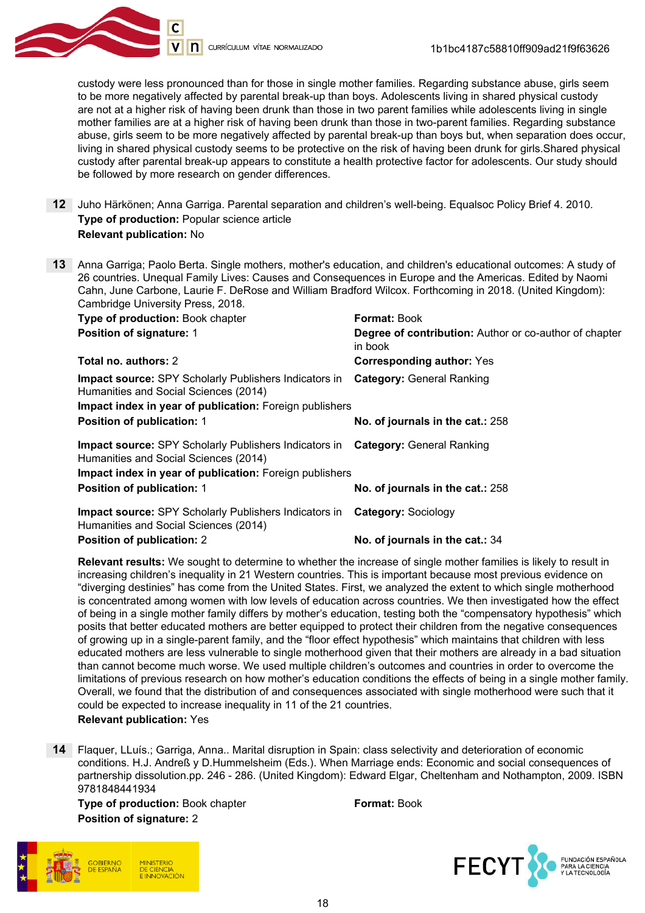custody were less pronounced than for those in single mother families. Regarding substance abuse, girls seem to be more negatively affected by parental break-up than boys. Adolescents living in shared physical custody are not at a higher risk of having been drunk than those in two parent families while adolescents living in single mother families are at a higher risk of having been drunk than those in two-parent families. Regarding substance abuse, girls seem to be more negatively affected by parental break-up than boys but, when separation does occur, living in shared physical custody seems to be protective on the risk of having been drunk for girls.Shared physical custody after parental break-up appears to constitute a health protective factor for adolescents. Our study should be followed by more research on gender differences.

**12** Juho Härkönen; Anna Garriga. Parental separation and children's well-being. Equalsoc Policy Brief 4. 2010.
**Type of production:** Popular science article
**Relevant publication:** No

**13** Anna Garriga; Paolo Berta. Single mothers, mother's education, and children's educational outcomes: A study of 26 countries. Unequal Family Lives: Causes and Consequences in Europe and the Americas. Edited by Naomi Cahn, June Carbone, Laurie F. DeRose and William Bradford Wilcox. Forthcoming in 2018. (United Kingdom): Cambridge University Press, 2018.
**Type of production:** Book chapter
**Format:** Book
**Position of signature:** 1
**Degree of contribution:** Author or co-author of chapter in book
**Total no. authors:** 2
**Corresponding author:** Yes
**Impact source:** SPY Scholarly Publishers Indicators in Humanities and Social Sciences (2014)
**Category:** General Ranking
**Impact index in year of publication:** Foreign publishers
**Position of publication:** 1
**No. of journals in the cat.:** 258

**Impact source:** SPY Scholarly Publishers Indicators in Humanities and Social Sciences (2014)
**Category:** General Ranking
**Impact index in year of publication:** Foreign publishers
**Position of publication:** 1
**No. of journals in the cat.:** 258

**Impact source:** SPY Scholarly Publishers Indicators in Humanities and Social Sciences (2014)
**Category:** Sociology
**Position of publication:** 2
**No. of journals in the cat.:** 34

**Relevant results:** We sought to determine to whether the increase of single mother families is likely to result in increasing children's inequality in 21 Western countries. This is important because most previous evidence on "diverging destinies" has come from the United States. First, we analyzed the extent to which single motherhood is concentrated among women with low levels of education across countries. We then investigated how the effect of being in a single mother family differs by mother's education, testing both the "compensatory hypothesis" which posits that better educated mothers are better equipped to protect their children from the negative consequences of growing up in a single-parent family, and the "floor effect hypothesis" which maintains that children with less educated mothers are less vulnerable to single motherhood given that their mothers are already in a bad situation than cannot become much worse. We used multiple children's outcomes and countries in order to overcome the limitations of previous research on how mother's education conditions the effects of being in a single mother family. Overall, we found that the distribution of and consequences associated with single motherhood were such that it could be expected to increase inequality in 11 of the 21 countries.
**Relevant publication:** Yes

**14** Flaquer, LLuís.; Garriga, Anna.. Marital disruption in Spain: class selectivity and deterioration of economic conditions. H.J. Andreß y D.Hummelsheim (Eds.). When Marriage ends: Economic and social consequences of partnership dissolution.pp. 246 - 286. (United Kingdom): Edward Elgar, Cheltenham and Nothampton, 2009. ISBN 9781848441934
**Type of production:** Book chapter
**Format:** Book
**Position of signature:** 2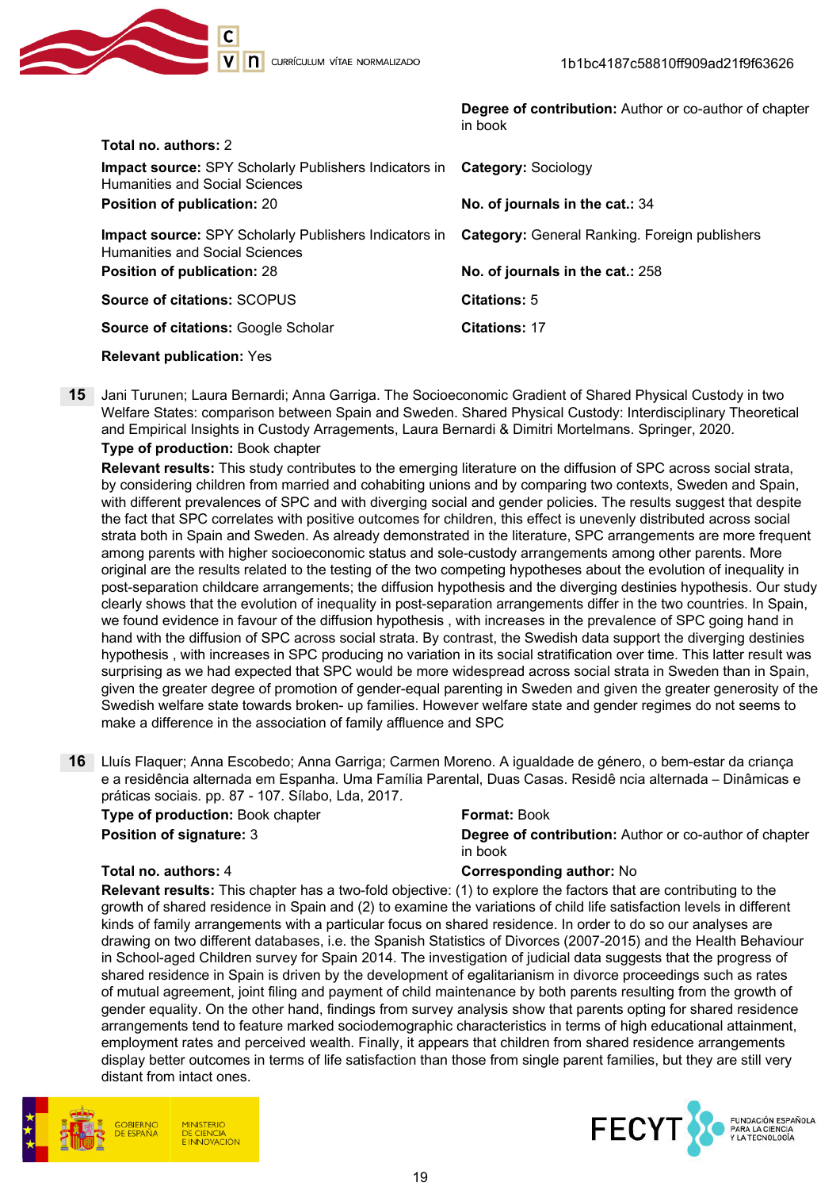**Degree of contribution:** Author or co-author of chapter in book

**Total no. authors:** 2

**Impact source:** SPY Scholarly Publishers Indicators in Humanities and Social Sciences
**Category:** Sociology
**Position of publication:** 20
**No. of journals in the cat.:** 34

**Impact source:** SPY Scholarly Publishers Indicators in Humanities and Social Sciences
**Category:** General Ranking. Foreign publishers
**Position of publication:** 28
**No. of journals in the cat.:** 258

**Source of citations:** SCOPUS
**Citations:** 5

**Source of citations:** Google Scholar
**Citations:** 17

**Relevant publication:** Yes

**15** Jani Turunen; Laura Bernardi; Anna Garriga. The Socioeconomic Gradient of Shared Physical Custody in two Welfare States: comparison between Spain and Sweden. Shared Physical Custody: Interdisciplinary Theoretical and Empirical Insights in Custody Arragements, Laura Bernardi & Dimitri Mortelmans. Springer, 2020.

**Type of production:** Book chapter

**Relevant results:** This study contributes to the emerging literature on the diffusion of SPC across social strata, by considering children from married and cohabiting unions and by comparing two contexts, Sweden and Spain, with different prevalences of SPC and with diverging social and gender policies. The results suggest that despite the fact that SPC correlates with positive outcomes for children, this effect is unevenly distributed across social strata both in Spain and Sweden. As already demonstrated in the literature, SPC arrangements are more frequent among parents with higher socioeconomic status and sole-custody arrangements among other parents. More original are the results related to the testing of the two competing hypotheses about the evolution of inequality in post-separation childcare arrangements; the diffusion hypothesis and the diverging destinies hypothesis. Our study clearly shows that the evolution of inequality in post-separation arrangements differ in the two countries. In Spain, we found evidence in favour of the diffusion hypothesis , with increases in the prevalence of SPC going hand in hand with the diffusion of SPC across social strata. By contrast, the Swedish data support the diverging destinies hypothesis , with increases in SPC producing no variation in its social stratification over time. This latter result was surprising as we had expected that SPC would be more widespread across social strata in Sweden than in Spain, given the greater degree of promotion of gender-equal parenting in Sweden and given the greater generosity of the Swedish welfare state towards broken- up families. However welfare state and gender regimes do not seems to make a difference in the association of family affluence and SPC

**16** Lluís Flaquer; Anna Escobedo; Anna Garriga; Carmen Moreno. A igualdade de género, o bem-estar da criança e a residência alternada em Espanha. Uma Família Parental, Duas Casas. Residê ncia alternada – Dinâmicas e práticas sociais. pp. 87 - 107. Sílabo, Lda, 2017.

**Type of production:** Book chapter
**Format:** Book
**Position of signature:** 3
**Degree of contribution:** Author or co-author of chapter in book
**Total no. authors:** 4
**Corresponding author:** No

**Relevant results:** This chapter has a two-fold objective: (1) to explore the factors that are contributing to the growth of shared residence in Spain and (2) to examine the variations of child life satisfaction levels in different kinds of family arrangements with a particular focus on shared residence. In order to do so our analyses are drawing on two different databases, i.e. the Spanish Statistics of Divorces (2007-2015) and the Health Behaviour in School-aged Children survey for Spain 2014. The investigation of judicial data suggests that the progress of shared residence in Spain is driven by the development of egalitarianism in divorce proceedings such as rates of mutual agreement, joint filing and payment of child maintenance by both parents resulting from the growth of gender equality. On the other hand, findings from survey analysis show that parents opting for shared residence arrangements tend to feature marked sociodemographic characteristics in terms of high educational attainment, employment rates and perceived wealth. Finally, it appears that children from shared residence arrangements display better outcomes in terms of life satisfaction than those from single parent families, but they are still very distant from intact ones.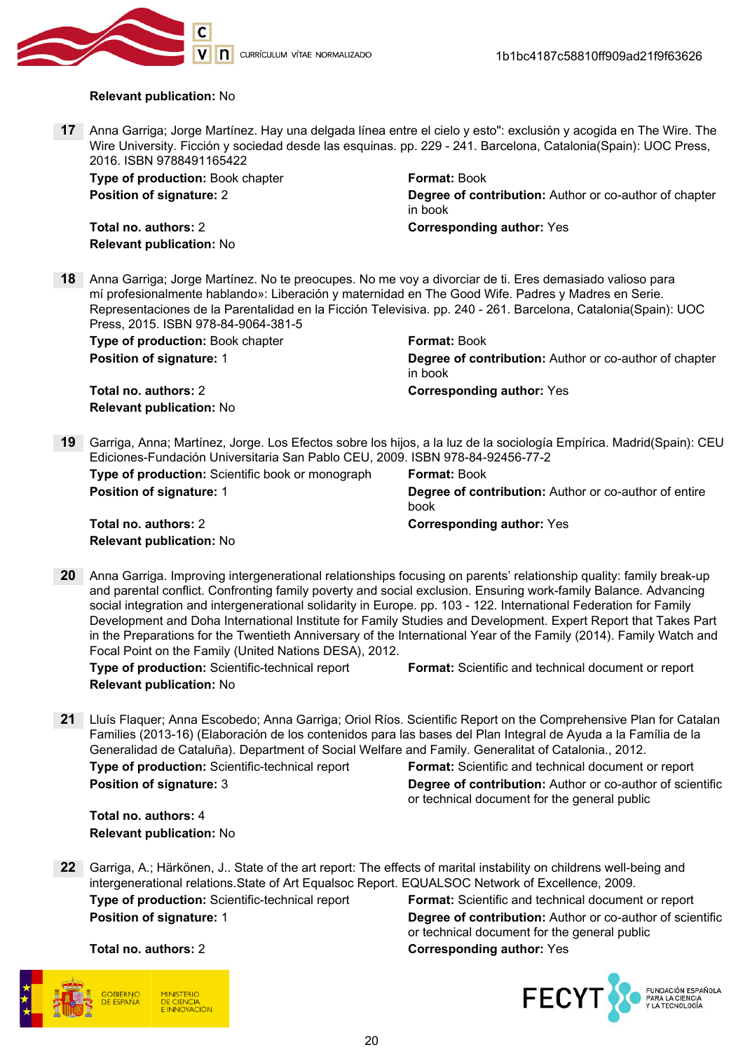**Relevant publication:** No

**17** Anna Garriga; Jorge Martínez. Hay una delgada línea entre el cielo y esto": exclusión y acogida en The Wire. The Wire University. Ficción y sociedad desde las esquinas. pp. 229 - 241. Barcelona, Catalonia(Spain): UOC Press, 2016. ISBN 9788491165422

**Type of production:** Book chapter
**Format:** Book
**Position of signature:** 2
**Degree of contribution:** Author or co-author of chapter in book
**Total no. authors:** 2
**Corresponding author:** Yes
**Relevant publication:** No

**18** Anna Garriga; Jorge Martínez. No te preocupes. No me voy a divorciar de ti. Eres demasiado valioso para mí profesionalmente hablando»: Liberación y maternidad en The Good Wife. Padres y Madres en Serie. Representaciones de la Parentalidad en la Ficción Televisiva. pp. 240 - 261. Barcelona, Catalonia(Spain): UOC Press, 2015. ISBN 978-84-9064-381-5

**Type of production:** Book chapter
**Format:** Book
**Position of signature:** 1
**Degree of contribution:** Author or co-author of chapter in book
**Total no. authors:** 2
**Corresponding author:** Yes
**Relevant publication:** No

**19** Garriga, Anna; Martínez, Jorge. Los Efectos sobre los hijos, a la luz de la sociología Empírica. Madrid(Spain): CEU Ediciones-Fundación Universitaria San Pablo CEU, 2009. ISBN 978-84-92456-77-2

**Type of production:** Scientific book or monograph
**Format:** Book
**Position of signature:** 1
**Degree of contribution:** Author or co-author of entire book
**Total no. authors:** 2
**Corresponding author:** Yes
**Relevant publication:** No

**20** Anna Garriga. Improving intergenerational relationships focusing on parents' relationship quality: family break-up and parental conflict. Confronting family poverty and social exclusion. Ensuring work-family Balance. Advancing social integration and intergenerational solidarity in Europe. pp. 103 - 122. International Federation for Family Development and Doha International Institute for Family Studies and Development. Expert Report that Takes Part in the Preparations for the Twentieth Anniversary of the International Year of the Family (2014). Family Watch and Focal Point on the Family (United Nations DESA), 2012.

**Type of production:** Scientific-technical report
**Format:** Scientific and technical document or report
**Relevant publication:** No

**21** Lluís Flaquer; Anna Escobedo; Anna Garriga; Oriol Ríos. Scientific Report on the Comprehensive Plan for Catalan Families (2013-16) (Elaboración de los contenidos para las bases del Plan Integral de Ayuda a la Família de la Generalidad de Cataluña). Department of Social Welfare and Family. Generalitat of Catalonia., 2012.

**Type of production:** Scientific-technical report
**Format:** Scientific and technical document or report
**Position of signature:** 3
**Degree of contribution:** Author or co-author of scientific or technical document for the general public
**Total no. authors:** 4
**Relevant publication:** No

**22** Garriga, A.; Härkönen, J.. State of the art report: The effects of marital instability on childrens well-being and intergenerational relations.State of Art Equalsoc Report. EQUALSOC Network of Excellence, 2009.

**Type of production:** Scientific-technical report
**Format:** Scientific and technical document or report
**Position of signature:** 1
**Degree of contribution:** Author or co-author of scientific or technical document for the general public
**Total no. authors:** 2
**Corresponding author:** Yes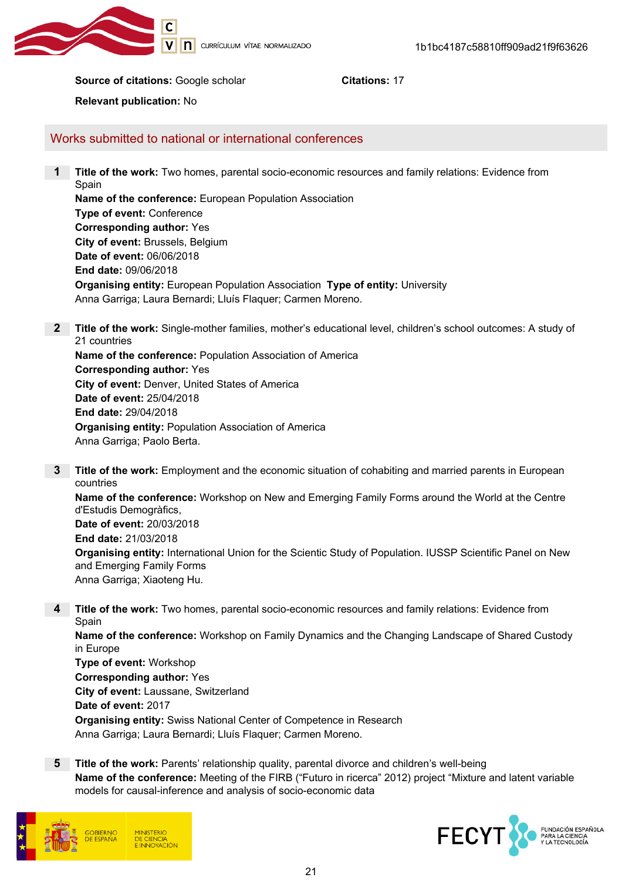**Source of citations:** Google scholar **Citations:** 17

**Relevant publication:** No

## Works submitted to national or international conferences

**1** **Title of the work:** Two homes, parental socio-economic resources and family relations: Evidence from Spain
**Name of the conference:** European Population Association
**Type of event:** Conference
**Corresponding author:** Yes
**City of event:** Brussels, Belgium
**Date of event:** 06/06/2018
**End date:** 09/06/2018
**Organising entity:** European Population Association **Type of entity:** University
Anna Garriga; Laura Bernardi; Lluís Flaquer; Carmen Moreno.

**2** **Title of the work:** Single-mother families, mother's educational level, children's school outcomes: A study of 21 countries
**Name of the conference:** Population Association of America
**Corresponding author:** Yes
**City of event:** Denver, United States of America
**Date of event:** 25/04/2018
**End date:** 29/04/2018
**Organising entity:** Population Association of America
Anna Garriga; Paolo Berta.

**3** **Title of the work:** Employment and the economic situation of cohabiting and married parents in European countries
**Name of the conference:** Workshop on New and Emerging Family Forms around the World at the Centre d'Estudis Demogràfics,
**Date of event:** 20/03/2018
**End date:** 21/03/2018
**Organising entity:** International Union for the Scientic Study of Population. IUSSP Scientific Panel on New and Emerging Family Forms
Anna Garriga; Xiaoteng Hu.

**4** **Title of the work:** Two homes, parental socio-economic resources and family relations: Evidence from Spain
**Name of the conference:** Workshop on Family Dynamics and the Changing Landscape of Shared Custody in Europe
**Type of event:** Workshop
**Corresponding author:** Yes
**City of event:** Lausanne, Switzerland
**Date of event:** 2017
**Organising entity:** Swiss National Center of Competence in Research
Anna Garriga; Laura Bernardi; Lluís Flaquer; Carmen Moreno.

**5** **Title of the work:** Parents' relationship quality, parental divorce and children's well-being
**Name of the conference:** Meeting of the FIRB ("Futuro in ricerca" 2012) project "Mixture and latent variable models for causal-inference and analysis of socio-economic data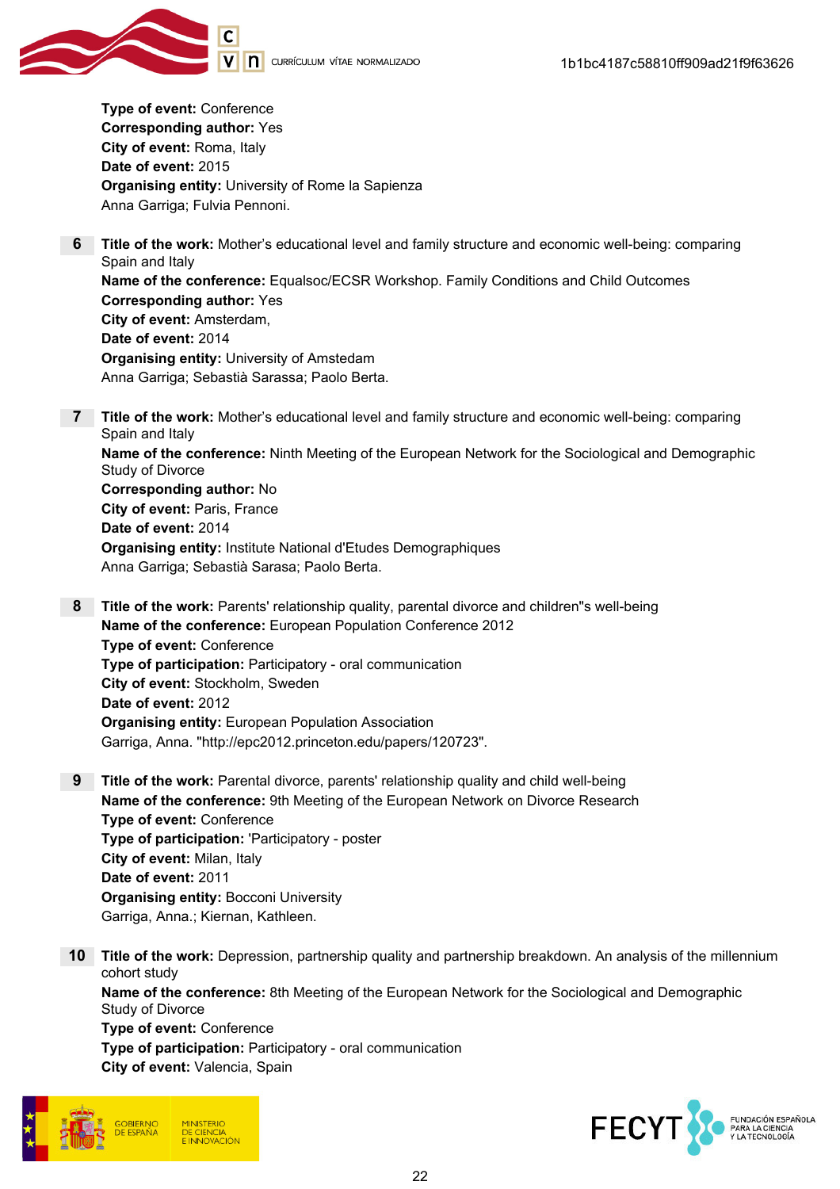**Type of event:** Conference
**Corresponding author:** Yes
**City of event:** Roma, Italy
**Date of event:** 2015
**Organising entity:** University of Rome la Sapienza
Anna Garriga; Fulvia Pennoni.

**6** **Title of the work:** Mother's educational level and family structure and economic well-being: comparing Spain and Italy
**Name of the conference:** Equalsoc/ECSR Workshop. Family Conditions and Child Outcomes
**Corresponding author:** Yes
**City of event:** Amsterdam,
**Date of event:** 2014
**Organising entity:** University of Amstedam
Anna Garriga; Sebastià Sarassa; Paolo Berta.

**7** **Title of the work:** Mother's educational level and family structure and economic well-being: comparing Spain and Italy
**Name of the conference:** Ninth Meeting of the European Network for the Sociological and Demographic Study of Divorce
**Corresponding author:** No
**City of event:** Paris, France
**Date of event:** 2014
**Organising entity:** Institute National d'Etudes Demographiques
Anna Garriga; Sebastià Sarasa; Paolo Berta.

**8** **Title of the work:** Parents' relationship quality, parental divorce and children''s well-being
**Name of the conference:** European Population Conference 2012
**Type of event:** Conference
**Type of participation:** Participatory - oral communication
**City of event:** Stockholm, Sweden
**Date of event:** 2012
**Organising entity:** European Population Association
Garriga, Anna. "http://epc2012.princeton.edu/papers/120723".

**9** **Title of the work:** Parental divorce, parents' relationship quality and child well-being
**Name of the conference:** 9th Meeting of the European Network on Divorce Research
**Type of event:** Conference
**Type of participation:** 'Participatory - poster
**City of event:** Milan, Italy
**Date of event:** 2011
**Organising entity:** Bocconi University
Garriga, Anna.; Kiernan, Kathleen.

**10** **Title of the work:** Depression, partnership quality and partnership breakdown. An analysis of the millennium cohort study
**Name of the conference:** 8th Meeting of the European Network for the Sociological and Demographic Study of Divorce
**Type of event:** Conference
**Type of participation:** Participatory - oral communication
**City of event:** Valencia, Spain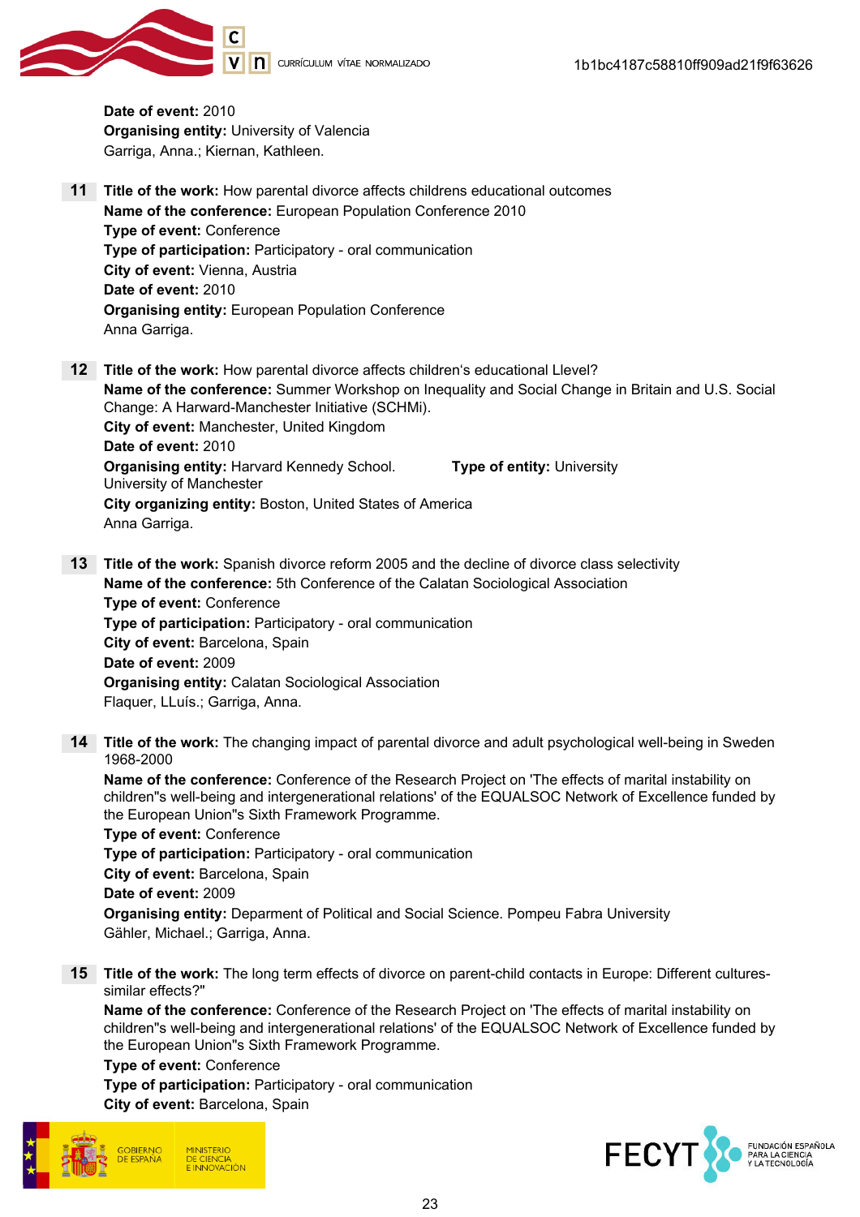**Date of event:** 2010
**Organising entity:** University of Valencia
Garriga, Anna.; Kiernan, Kathleen.

**11** **Title of the work:** How parental divorce affects childrens educational outcomes
**Name of the conference:** European Population Conference 2010
**Type of event:** Conference
**Type of participation:** Participatory - oral communication
**City of event:** Vienna, Austria
**Date of event:** 2010
**Organising entity:** European Population Conference
Anna Garriga.

**12** **Title of the work:** How parental divorce affects children's educational Llevel?
**Name of the conference:** Summer Workshop on Inequality and Social Change in Britain and U.S. Social Change: A Harward-Manchester Initiative (SCHMi).
**City of event:** Manchester, United Kingdom
**Date of event:** 2010
**Organising entity:** Harvard Kennedy School. **Type of entity:** University
University of Manchester
**City organizing entity:** Boston, United States of America
Anna Garriga.

**13** **Title of the work:** Spanish divorce reform 2005 and the decline of divorce class selectivity
**Name of the conference:** 5th Conference of the Calatan Sociological Association
**Type of event:** Conference
**Type of participation:** Participatory - oral communication
**City of event:** Barcelona, Spain
**Date of event:** 2009
**Organising entity:** Calatan Sociological Association
Flaquer, LLuís.; Garriga, Anna.

**14** **Title of the work:** The changing impact of parental divorce and adult psychological well-being in Sweden 1968-2000
**Name of the conference:** Conference of the Research Project on 'The effects of marital instability on children''s well-being and intergenerational relations' of the EQUALSOC Network of Excellence funded by the European Union''s Sixth Framework Programme.
**Type of event:** Conference
**Type of participation:** Participatory - oral communication
**City of event:** Barcelona, Spain
**Date of event:** 2009
**Organising entity:** Deparment of Political and Social Science. Pompeu Fabra University
Gähler, Michael.; Garriga, Anna.

**15** **Title of the work:** The long term effects of divorce on parent-child contacts in Europe: Different cultures-similar effects?"
**Name of the conference:** Conference of the Research Project on 'The effects of marital instability on children''s well-being and intergenerational relations' of the EQUALSOC Network of Excellence funded by the European Union''s Sixth Framework Programme.
**Type of event:** Conference
**Type of participation:** Participatory - oral communication
**City of event:** Barcelona, Spain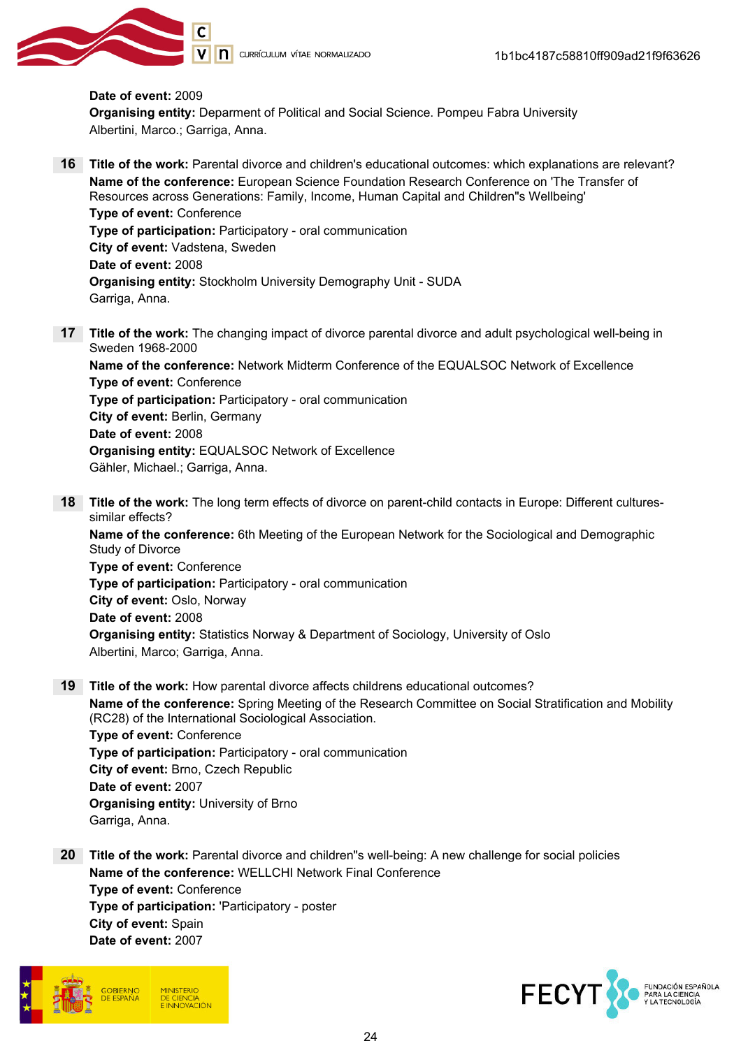**Date of event:** 2009
**Organising entity:** Deparment of Political and Social Science. Pompeu Fabra University
Albertini, Marco.; Garriga, Anna.

**16** **Title of the work:** Parental divorce and children's educational outcomes: which explanations are relevant?
**Name of the conference:** European Science Foundation Research Conference on 'The Transfer of Resources across Generations: Family, Income, Human Capital and Children''s Wellbeing'
**Type of event:** Conference
**Type of participation:** Participatory - oral communication
**City of event:** Vadstena, Sweden
**Date of event:** 2008
**Organising entity:** Stockholm University Demography Unit - SUDA
Garriga, Anna.

**17** **Title of the work:** The changing impact of divorce parental divorce and adult psychological well-being in Sweden 1968-2000
**Name of the conference:** Network Midterm Conference of the EQUALSOC Network of Excellence
**Type of event:** Conference
**Type of participation:** Participatory - oral communication
**City of event:** Berlin, Germany
**Date of event:** 2008
**Organising entity:** EQUALSOC Network of Excellence
Gähler, Michael.; Garriga, Anna.

**18** **Title of the work:** The long term effects of divorce on parent-child contacts in Europe: Different cultures-similar effects?
**Name of the conference:** 6th Meeting of the European Network for the Sociological and Demographic Study of Divorce
**Type of event:** Conference
**Type of participation:** Participatory - oral communication
**City of event:** Oslo, Norway
**Date of event:** 2008
**Organising entity:** Statistics Norway & Department of Sociology, University of Oslo
Albertini, Marco; Garriga, Anna.

**19** **Title of the work:** How parental divorce affects childrens educational outcomes?
**Name of the conference:** Spring Meeting of the Research Committee on Social Stratification and Mobility (RC28) of the International Sociological Association.
**Type of event:** Conference
**Type of participation:** Participatory - oral communication
**City of event:** Brno, Czech Republic
**Date of event:** 2007
**Organising entity:** University of Brno
Garriga, Anna.

**20** **Title of the work:** Parental divorce and children''s well-being: A new challenge for social policies
**Name of the conference:** WELLCHI Network Final Conference
**Type of event:** Conference
**Type of participation:** 'Participatory - poster
**City of event:** Spain
**Date of event:** 2007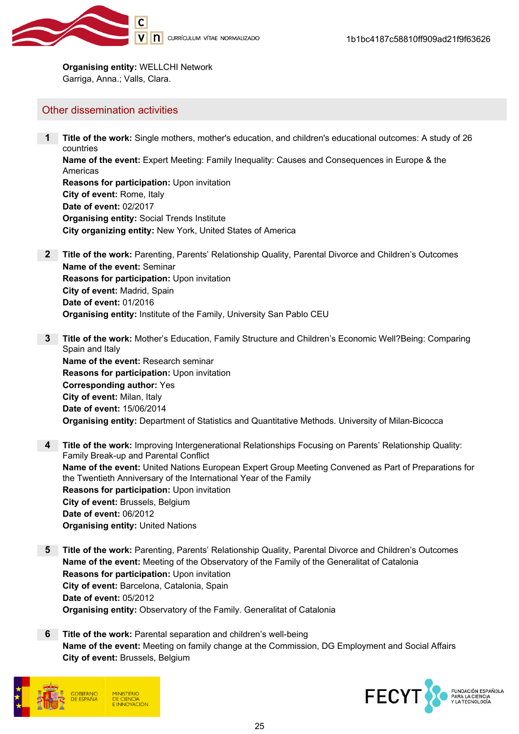**Organising entity:** WELLCHI Network
Garriga, Anna.; Valls, Clara.

## Other dissemination activities

1. **Title of the work:** Single mothers, mother's education, and children's educational outcomes: A study of 26 countries
   **Name of the event:** Expert Meeting: Family Inequality: Causes and Consequences in Europe & the Americas
   **Reasons for participation:** Upon invitation
   **City of event:** Rome, Italy
   **Date of event:** 02/2017
   **Organising entity:** Social Trends Institute
   **City organizing entity:** New York, United States of America

2. **Title of the work:** Parenting, Parents' Relationship Quality, Parental Divorce and Children's Outcomes
   **Name of the event:** Seminar
   **Reasons for participation:** Upon invitation
   **City of event:** Madrid, Spain
   **Date of event:** 01/2016
   **Organising entity:** Institute of the Family, University San Pablo CEU

3. **Title of the work:** Mother's Education, Family Structure and Children's Economic Well?Being: Comparing Spain and Italy
   **Name of the event:** Research seminar
   **Reasons for participation:** Upon invitation
   **Corresponding author:** Yes
   **City of event:** Milan, Italy
   **Date of event:** 15/06/2014
   **Organising entity:** Department of Statistics and Quantitative Methods. University of Milan-Bicocca

4. **Title of the work:** Improving Intergenerational Relationships Focusing on Parents' Relationship Quality: Family Break-up and Parental Conflict
   **Name of the event:** United Nations European Expert Group Meeting Convened as Part of Preparations for the Twentieth Anniversary of the International Year of the Family
   **Reasons for participation:** Upon invitation
   **City of event:** Brussels, Belgium
   **Date of event:** 06/2012
   **Organising entity:** United Nations

5. **Title of the work:** Parenting, Parents' Relationship Quality, Parental Divorce and Children's Outcomes
   **Name of the event:** Meeting of the Observatory of the Family of the Generalitat of Catalonia
   **Reasons for participation:** Upon invitation
   **City of event:** Barcelona, Catalonia, Spain
   **Date of event:** 05/2012
   **Organising entity:** Observatory of the Family. Generalitat of Catalonia

6. **Title of the work:** Parental separation and children's well-being
   **Name of the event:** Meeting on family change at the Commission, DG Employment and Social Affairs
   **City of event:** Brussels, Belgium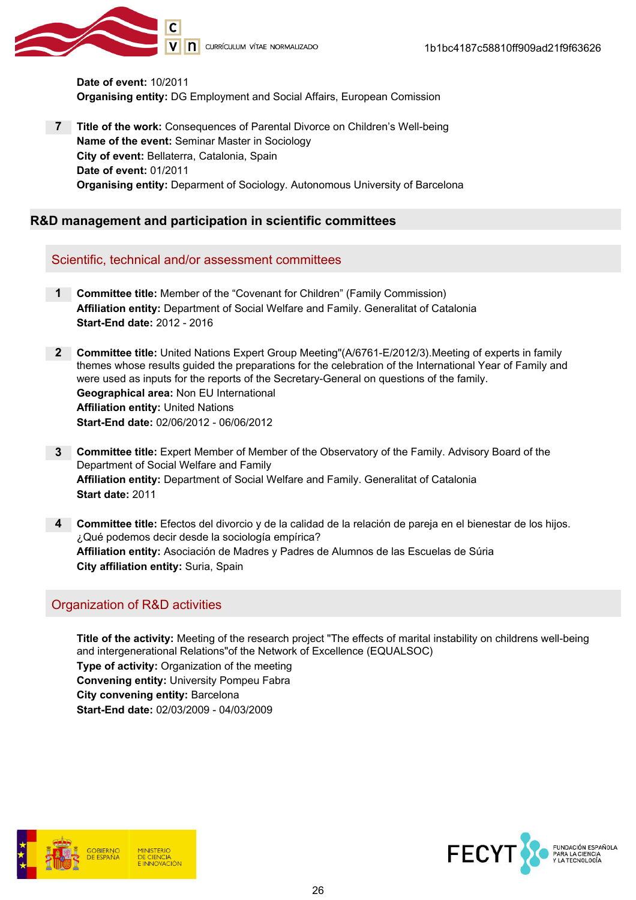**Date of event:** 10/2011
**Organising entity:** DG Employment and Social Affairs, European Comission

7 **Title of the work:** Consequences of Parental Divorce on Children's Well-being
**Name of the event:** Seminar Master in Sociology
**City of event:** Bellaterra, Catalonia, Spain
**Date of event:** 01/2011
**Organising entity:** Deparment of Sociology. Autonomous University of Barcelona

## R&D management and participation in scientific committees

### Scientific, technical and/or assessment committees

1 **Committee title:** Member of the "Covenant for Children" (Family Commission)
**Affiliation entity:** Department of Social Welfare and Family. Generalitat of Catalonia
**Start-End date:** 2012 - 2016

2 **Committee title:** United Nations Expert Group Meeting"(A/6761-E/2012/3).Meeting of experts in family themes whose results guided the preparations for the celebration of the International Year of Family and were used as inputs for the reports of the Secretary-General on questions of the family.
**Geographical area:** Non EU International
**Affiliation entity:** United Nations
**Start-End date:** 02/06/2012 - 06/06/2012

3 **Committee title:** Expert Member of Member of the Observatory of the Family. Advisory Board of the Department of Social Welfare and Family
**Affiliation entity:** Department of Social Welfare and Family. Generalitat of Catalonia
**Start date:** 2011

4 **Committee title:** Efectos del divorcio y de la calidad de la relación de pareja en el bienestar de los hijos. ¿Qué podemos decir desde la sociología empírica?
**Affiliation entity:** Asociación de Madres y Padres de Alumnos de las Escuelas de Súria
**City affiliation entity:** Suria, Spain

### Organization of R&D activities

**Title of the activity:** Meeting of the research project "The effects of marital instability on childrens well-being and intergenerational Relations"of the Network of Excellence (EQUALSOC)
**Type of activity:** Organization of the meeting
**Convening entity:** University Pompeu Fabra
**City convening entity:** Barcelona
**Start-End date:** 02/03/2009 - 04/03/2009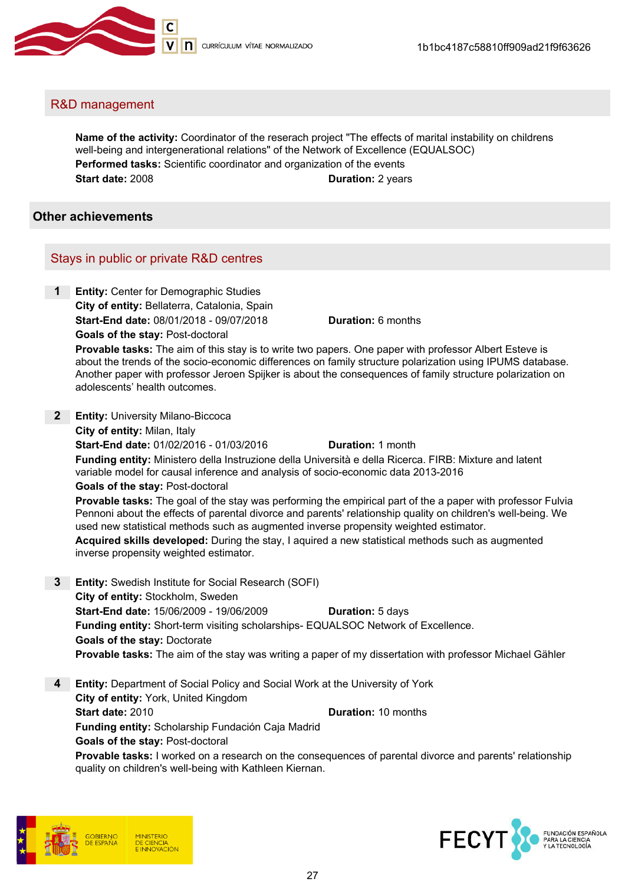### R&D management

**Name of the activity:** Coordinator of the reserach project "The effects of marital instability on childrens well-being and intergenerational relations" of the Network of Excellence (EQUALSOC)
**Performed tasks:** Scientific coordinator and organization of the events
**Start date:** 2008 **Duration:** 2 years

## Other achievements

### Stays in public or private R&D centres

**1** **Entity:** Center for Demographic Studies
**City of entity:** Bellaterra, Catalonia, Spain
**Start-End date:** 08/01/2018 - 09/07/2018 **Duration:** 6 months
**Goals of the stay:** Post-doctoral
**Provable tasks:** The aim of this stay is to write two papers. One paper with professor Albert Esteve is about the trends of the socio-economic differences on family structure polarization using IPUMS database. Another paper with professor Jeroen Spijker is about the consequences of family structure polarization on adolescents' health outcomes.

**2** **Entity:** University Milano-Biccoca
**City of entity:** Milan, Italy
**Start-End date:** 01/02/2016 - 01/03/2016 **Duration:** 1 month
**Funding entity:** Ministero della Instruzione della Università e della Ricerca. FIRB: Mixture and latent variable model for causal inference and analysis of socio-economic data 2013-2016
**Goals of the stay:** Post-doctoral
**Provable tasks:** The goal of the stay was performing the empirical part of the a paper with professor Fulvia Pennoni about the effects of parental divorce and parents' relationship quality on children's well-being. We used new statistical methods such as augmented inverse propensity weighted estimator.
**Acquired skills developed:** During the stay, I aquired a new statistical methods such as augmented inverse propensity weighted estimator.

**3** **Entity:** Swedish Institute for Social Research (SOFI)
**City of entity:** Stockholm, Sweden
**Start-End date:** 15/06/2009 - 19/06/2009 **Duration:** 5 days
**Funding entity:** Short-term visiting scholarships- EQUALSOC Network of Excellence.
**Goals of the stay:** Doctorate
**Provable tasks:** The aim of the stay was writing a paper of my dissertation with professor Michael Gähler

**4** **Entity:** Department of Social Policy and Social Work at the University of York
**City of entity:** York, United Kingdom
**Start date:** 2010 **Duration:** 10 months
**Funding entity:** Scholarship Fundación Caja Madrid
**Goals of the stay:** Post-doctoral
**Provable tasks:** I worked on a research on the consequences of parental divorce and parents' relationship quality on children's well-being with Kathleen Kiernan.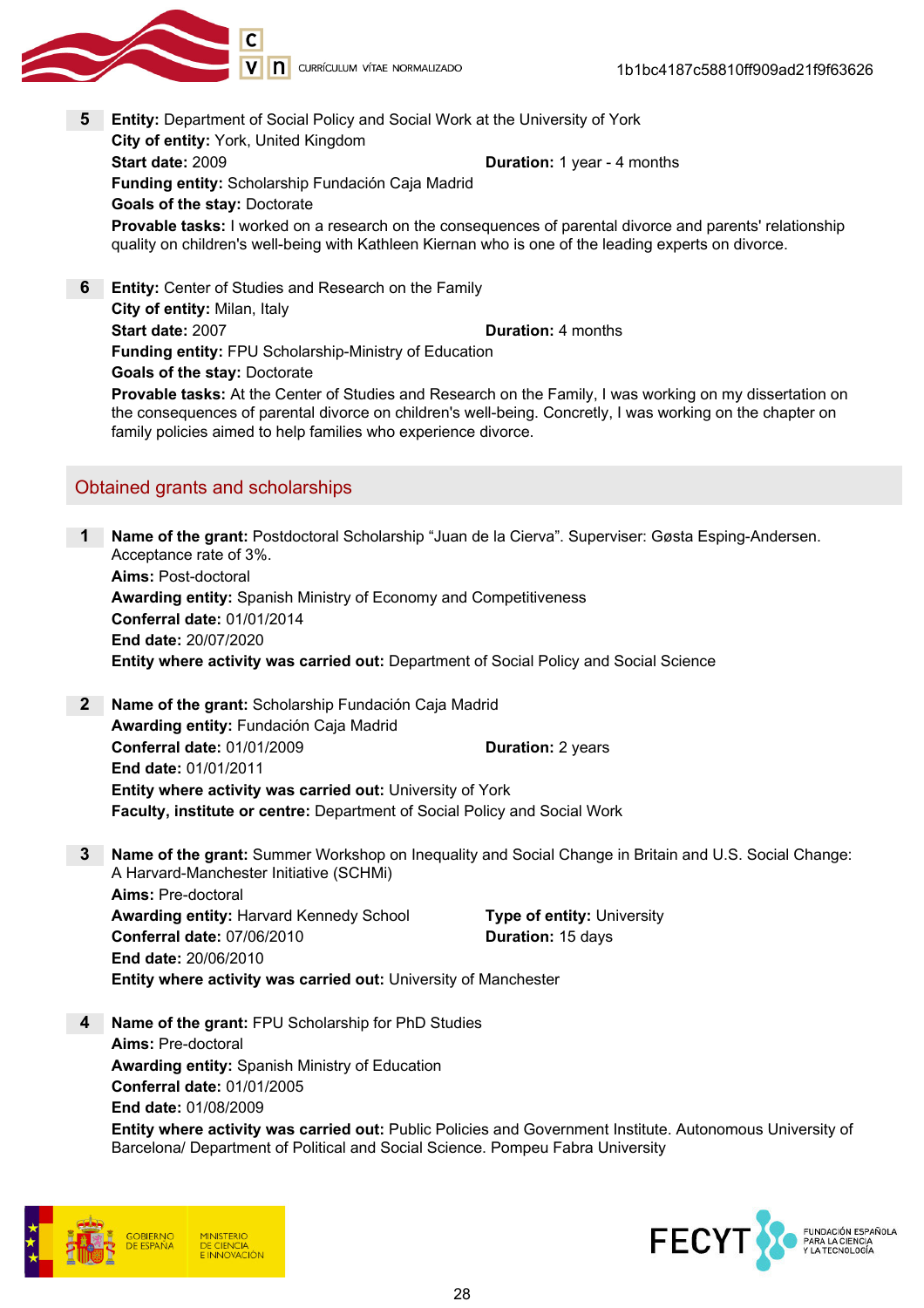**5** **Entity:** Department of Social Policy and Social Work at the University of York
**City of entity:** York, United Kingdom
**Start date:** 2009 **Duration:** 1 year - 4 months
**Funding entity:** Scholarship Fundación Caja Madrid
**Goals of the stay:** Doctorate
**Provable tasks:** I worked on a research on the consequences of parental divorce and parents' relationship quality on children's well-being with Kathleen Kiernan who is one of the leading experts on divorce.

**6** **Entity:** Center of Studies and Research on the Family
**City of entity:** Milan, Italy
**Start date:** 2007 **Duration:** 4 months
**Funding entity:** FPU Scholarship-Ministry of Education
**Goals of the stay:** Doctorate
**Provable tasks:** At the Center of Studies and Research on the Family, I was working on my dissertation on the consequences of parental divorce on children's well-being. Concretly, I was working on the chapter on family policies aimed to help families who experience divorce.

## Obtained grants and scholarships

**1** **Name of the grant:** Postdoctoral Scholarship "Juan de la Cierva". Superviser: Gøsta Esping-Andersen. Acceptance rate of 3%.
**Aims:** Post-doctoral
**Awarding entity:** Spanish Ministry of Economy and Competitiveness
**Conferral date:** 01/01/2014
**End date:** 20/07/2020
**Entity where activity was carried out:** Department of Social Policy and Social Science

**2** **Name of the grant:** Scholarship Fundación Caja Madrid
**Awarding entity:** Fundación Caja Madrid
**Conferral date:** 01/01/2009 **Duration:** 2 years
**End date:** 01/01/2011
**Entity where activity was carried out:** University of York
**Faculty, institute or centre:** Department of Social Policy and Social Work

**3** **Name of the grant:** Summer Workshop on Inequality and Social Change in Britain and U.S. Social Change: A Harvard-Manchester Initiative (SCHMi)
**Aims:** Pre-doctoral
**Awarding entity:** Harvard Kennedy School **Type of entity:** University
**Conferral date:** 07/06/2010 **Duration:** 15 days
**End date:** 20/06/2010
**Entity where activity was carried out:** University of Manchester

**4** **Name of the grant:** FPU Scholarship for PhD Studies
**Aims:** Pre-doctoral
**Awarding entity:** Spanish Ministry of Education
**Conferral date:** 01/01/2005
**End date:** 01/08/2009
**Entity where activity was carried out:** Public Policies and Government Institute. Autonomous University of Barcelona/ Department of Political and Social Science. Pompeu Fabra University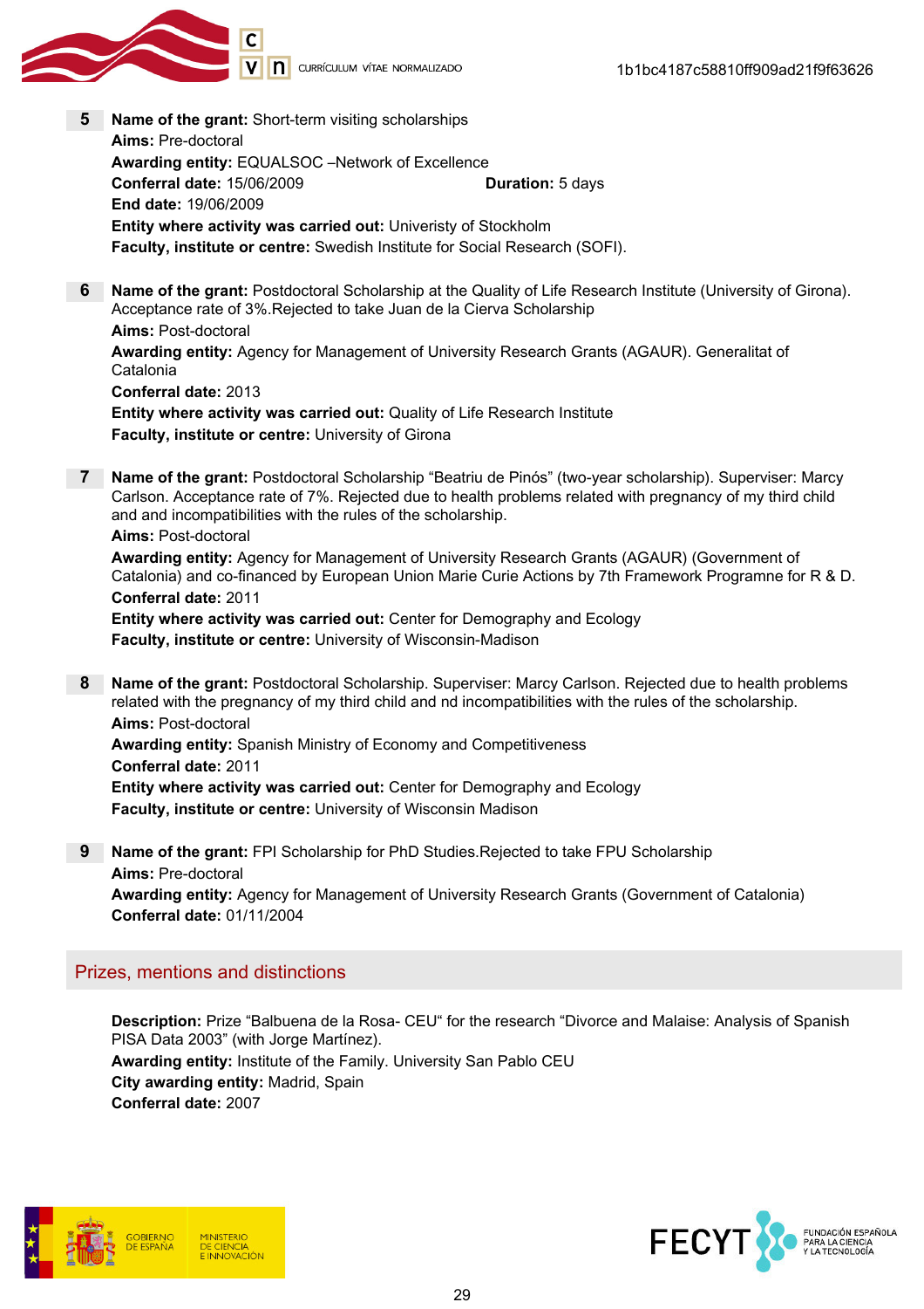**5** **Name of the grant:** Short-term visiting scholarships
**Aims:** Pre-doctoral
**Awarding entity:** EQUALSOC –Network of Excellence
**Conferral date:** 15/06/2009 **Duration:** 5 days
**End date:** 19/06/2009
**Entity where activity was carried out:** Univeristy of Stockholm
**Faculty, institute or centre:** Swedish Institute for Social Research (SOFI).

**6** **Name of the grant:** Postdoctoral Scholarship at the Quality of Life Research Institute (University of Girona). Acceptance rate of 3%.Rejected to take Juan de la Cierva Scholarship
**Aims:** Post-doctoral
**Awarding entity:** Agency for Management of University Research Grants (AGAUR). Generalitat of Catalonia
**Conferral date:** 2013
**Entity where activity was carried out:** Quality of Life Research Institute
**Faculty, institute or centre:** University of Girona

**7** **Name of the grant:** Postdoctoral Scholarship "Beatriu de Pinós" (two-year scholarship). Superviser: Marcy Carlson. Acceptance rate of 7%. Rejected due to health problems related with pregnancy of my third child and and incompatibilities with the rules of the scholarship.
**Aims:** Post-doctoral
**Awarding entity:** Agency for Management of University Research Grants (AGAUR) (Government of Catalonia) and co-financed by European Union Marie Curie Actions by 7th Framework Programne for R & D.
**Conferral date:** 2011
**Entity where activity was carried out:** Center for Demography and Ecology
**Faculty, institute or centre:** University of Wisconsin-Madison

**8** **Name of the grant:** Postdoctoral Scholarship. Superviser: Marcy Carlson. Rejected due to health problems related with the pregnancy of my third child and nd incompatibilities with the rules of the scholarship.
**Aims:** Post-doctoral
**Awarding entity:** Spanish Ministry of Economy and Competitiveness
**Conferral date:** 2011
**Entity where activity was carried out:** Center for Demography and Ecology
**Faculty, institute or centre:** University of Wisconsin Madison

**9** **Name of the grant:** FPI Scholarship for PhD Studies.Rejected to take FPU Scholarship
**Aims:** Pre-doctoral
**Awarding entity:** Agency for Management of University Research Grants (Government of Catalonia)
**Conferral date:** 01/11/2004

## Prizes, mentions and distinctions

**Description:** Prize "Balbuena de la Rosa- CEU" for the research "Divorce and Malaise: Analysis of Spanish PISA Data 2003" (with Jorge Martínez).
**Awarding entity:** Institute of the Family. University San Pablo CEU
**City awarding entity:** Madrid, Spain
**Conferral date:** 2007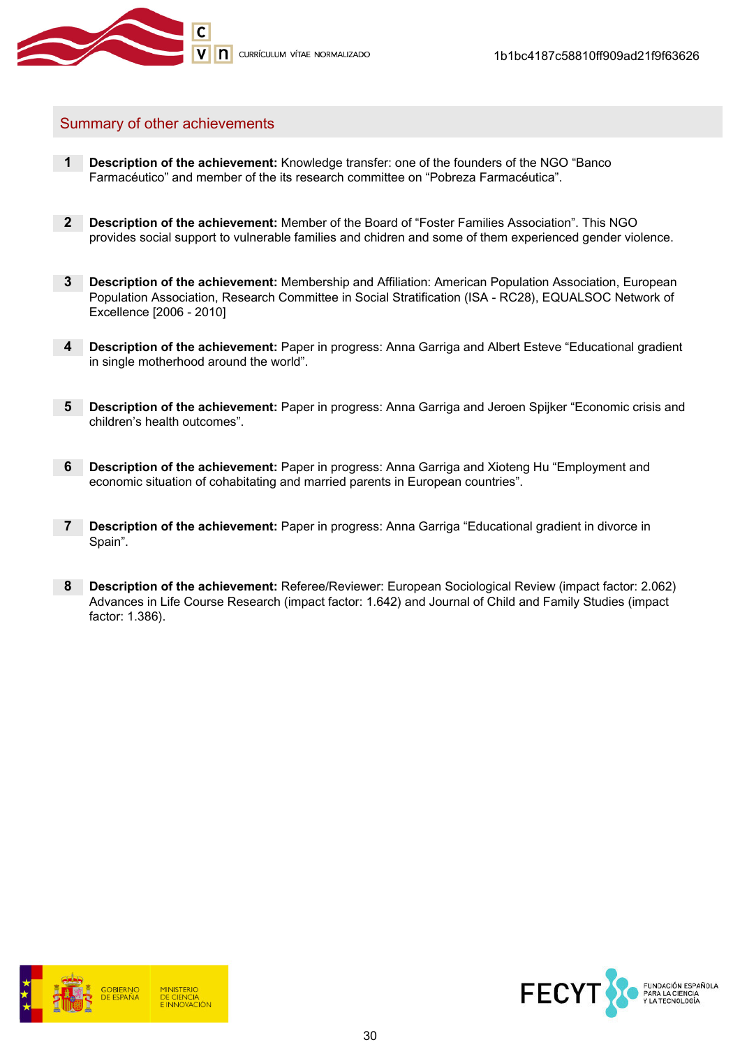## Summary of other achievements

1. **Description of the achievement:** Knowledge transfer: one of the founders of the NGO “Banco Farmacéutico” and member of the its research committee on “Pobreza Farmacéutica”.

2. **Description of the achievement:** Member of the Board of “Foster Families Association”. This NGO provides social support to vulnerable families and chidren and some of them experienced gender violence.

3. **Description of the achievement:** Membership and Affiliation: American Population Association, European Population Association, Research Committee in Social Stratification (ISA - RC28), EQUALSOC Network of Excellence [2006 - 2010]

4. **Description of the achievement:** Paper in progress: Anna Garriga and Albert Esteve “Educational gradient in single motherhood around the world”.

5. **Description of the achievement:** Paper in progress: Anna Garriga and Jeroen Spijker “Economic crisis and children’s health outcomes”.

6. **Description of the achievement:** Paper in progress: Anna Garriga and Xioteng Hu “Employment and economic situation of cohabitating and married parents in European countries”.

7. **Description of the achievement:** Paper in progress: Anna Garriga “Educational gradient in divorce in Spain”.

8. **Description of the achievement:** Referee/Reviewer: European Sociological Review (impact factor: 2.062) Advances in Life Course Research (impact factor: 1.642) and Journal of Child and Family Studies (impact factor: 1.386).